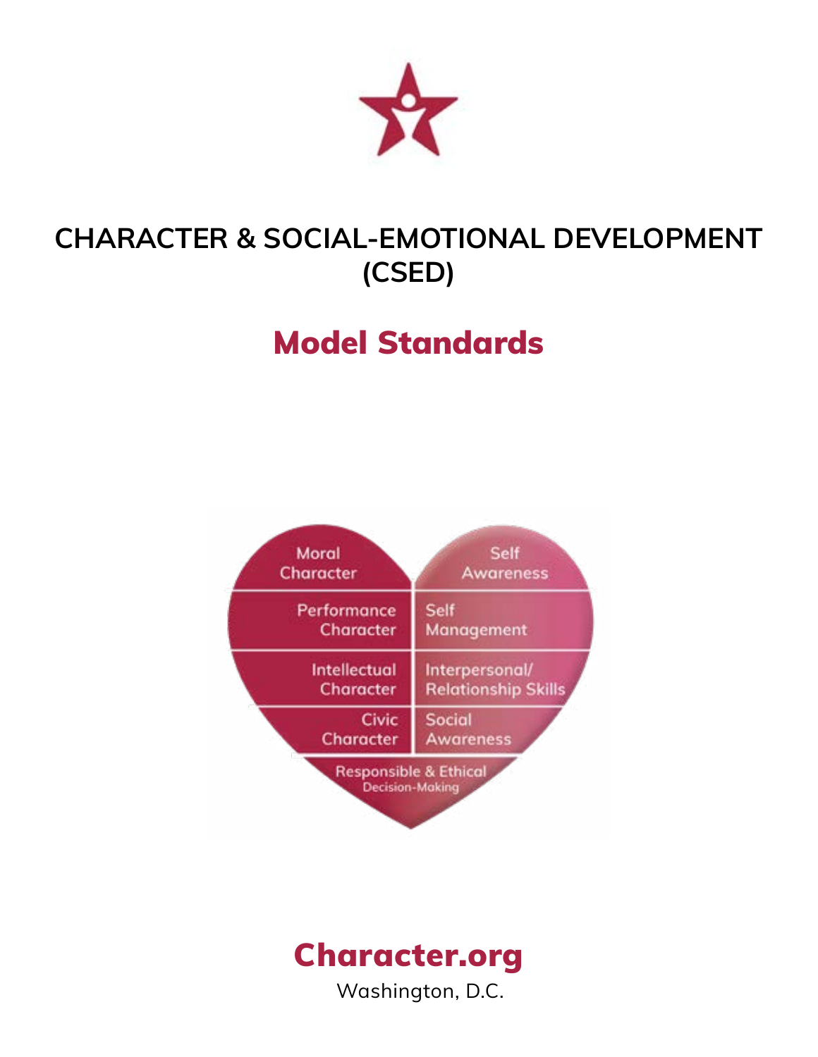# CHARACTER & SOCIAL-EMOTIONAL DEVELOPMENT (CSED)

## Model Standards

Moral Character

Self Awareness

Performance Character

Self Management

Intellectual Character

Interpersonal/ Relationship Skills

Civic Character

Social Awareness

Responsible & Ethical Decision-Making

**Character.org**

Washington, D.C.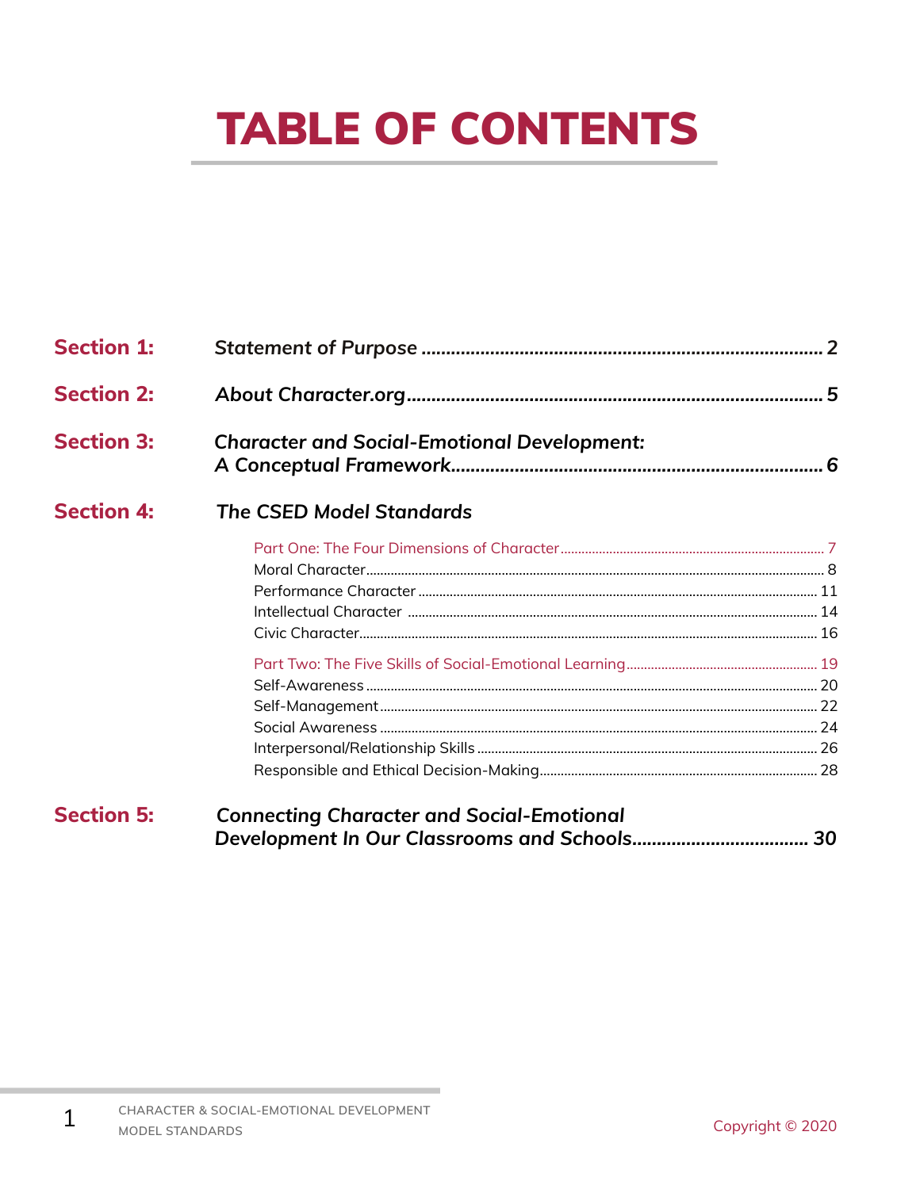# TABLE OF CONTENTS

**Section 1:** ***Statement of Purpose*** ........................................................................ **2**

**Section 2:** ***About Character.org*** ........................................................................ **5**

**Section 3:** ***Character and Social-Emotional Development: A Conceptual Framework*** ........................................................................ **6**

**Section 4:** ***The CSED Model Standards***

- Part One: The Four Dimensions of Character ........................................................................ 7
  - Moral Character ........................................................................ 8
  - Performance Character ........................................................................ 11
  - Intellectual Character ........................................................................ 14
  - Civic Character ........................................................................ 16
- Part Two: The Five Skills of Social-Emotional Learning ........................................................................ 19
  - Self-Awareness ........................................................................ 20
  - Self-Management ........................................................................ 22
  - Social Awareness ........................................................................ 24
  - Interpersonal/Relationship Skills ........................................................................ 26
  - Responsible and Ethical Decision-Making ........................................................................ 28

**Section 5:** ***Connecting Character and Social-Emotional Development In Our Classrooms and Schools*** .................................... **30**

Copyright © 2020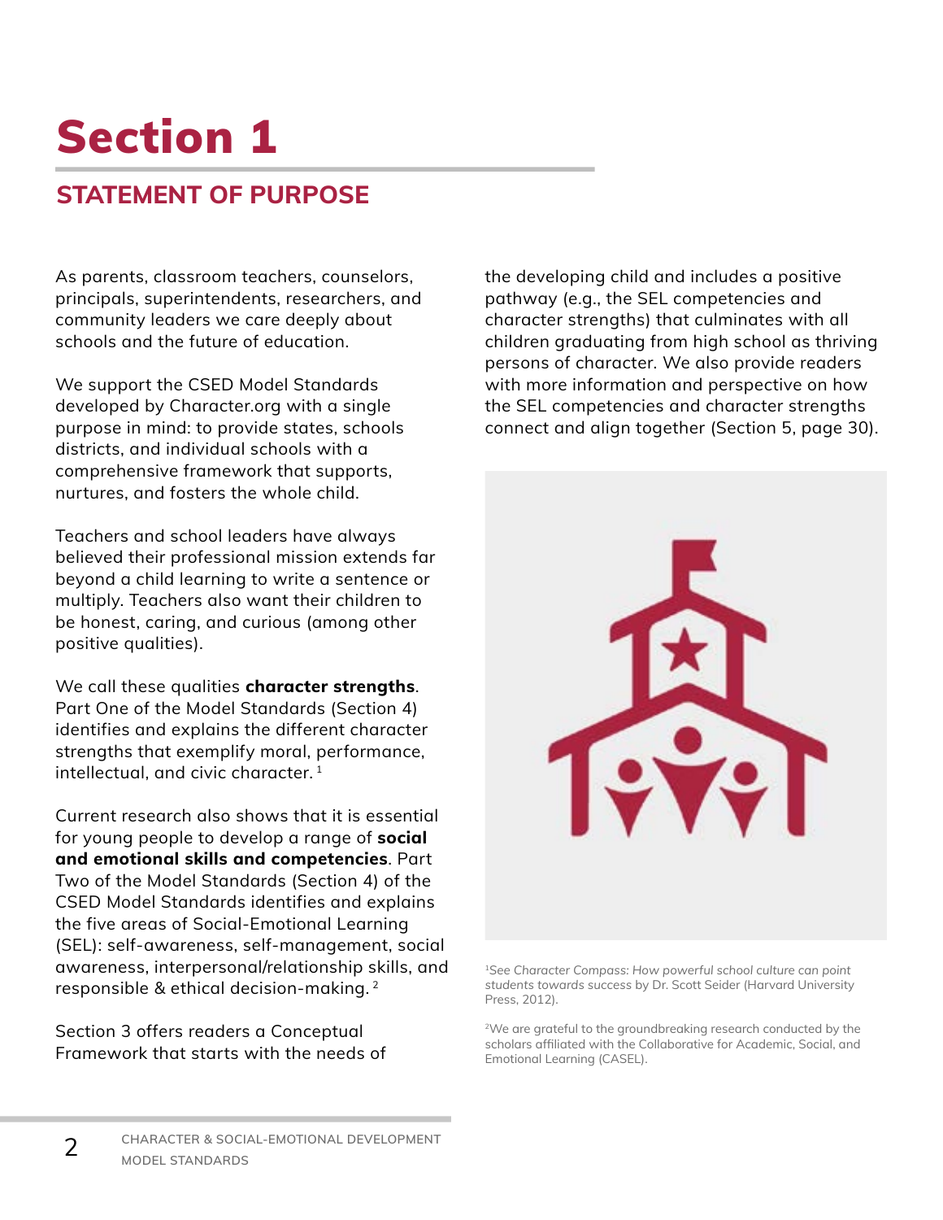# Section 1

## STATEMENT OF PURPOSE

As parents, classroom teachers, counselors, principals, superintendents, researchers, and community leaders we care deeply about schools and the future of education.

We support the CSED Model Standards developed by Character.org with a single purpose in mind: to provide states, schools districts, and individual schools with a comprehensive framework that supports, nurtures, and fosters the whole child.

Teachers and school leaders have always believed their professional mission extends far beyond a child learning to write a sentence or multiply. Teachers also want their children to be honest, caring, and curious (among other positive qualities).

We call these qualities **character strengths**. Part One of the Model Standards (Section 4) identifies and explains the different character strengths that exemplify moral, performance, intellectual, and civic character. [1]

Current research also shows that it is essential for young people to develop a range of **social and emotional skills and competencies**. Part Two of the Model Standards (Section 4) of the CSED Model Standards identifies and explains the five areas of Social-Emotional Learning (SEL): self-awareness, self-management, social awareness, interpersonal/relationship skills, and responsible & ethical decision-making. [2]

Section 3 offers readers a Conceptual Framework that starts with the needs of the developing child and includes a positive pathway (e.g., the SEL competencies and character strengths) that culminates with all children graduating from high school as thriving persons of character. We also provide readers with more information and perspective on how the SEL competencies and character strengths connect and align together (Section 5, page 30).

[1] *See Character Compass: How powerful school culture can point students towards success* by Dr. Scott Seider (Harvard University Press, 2012).

[2] We are grateful to the groundbreaking research conducted by the scholars affiliated with the Collaborative for Academic, Social, and Emotional Learning (CASEL).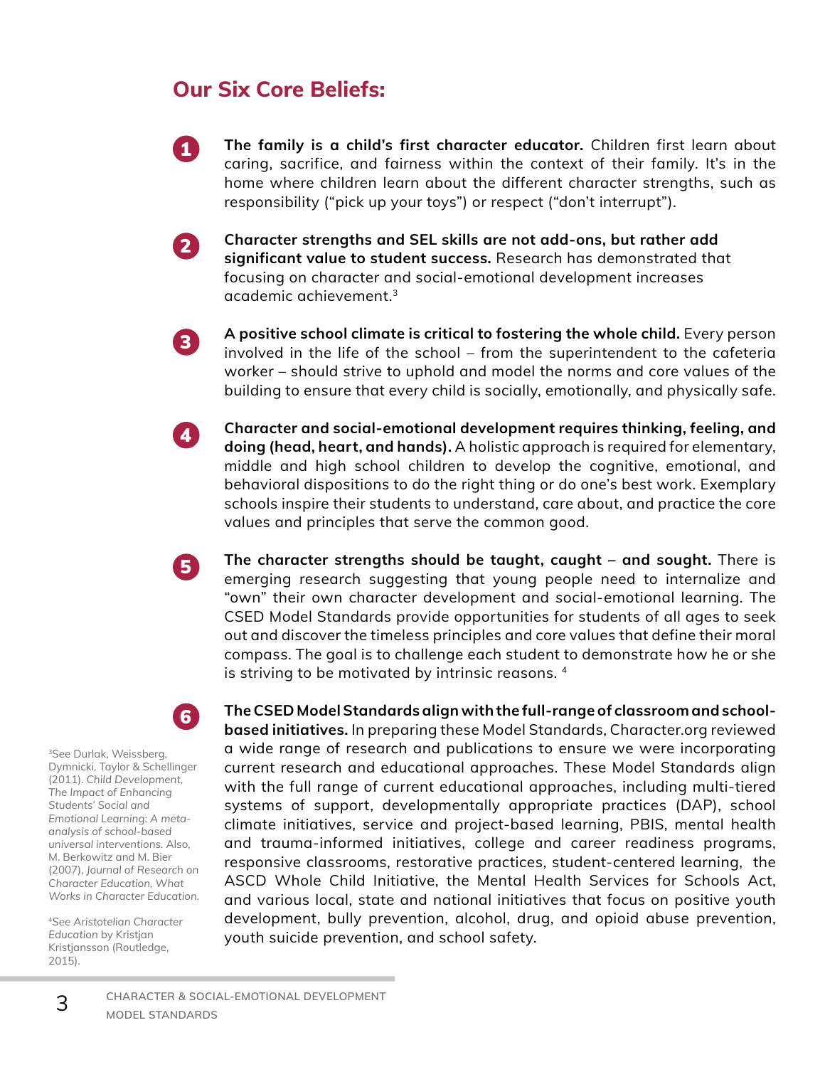## Our Six Core Beliefs:

1. **The family is a child's first character educator.** Children first learn about caring, sacrifice, and fairness within the context of their family. It's in the home where children learn about the different character strengths, such as responsibility ("pick up your toys") or respect ("don't interrupt").

2. **Character strengths and SEL skills are not add-ons, but rather add significant value to student success.** Research has demonstrated that focusing on character and social-emotional development increases academic achievement.[3]

3. **A positive school climate is critical to fostering the whole child.** Every person involved in the life of the school – from the superintendent to the cafeteria worker – should strive to uphold and model the norms and core values of the building to ensure that every child is socially, emotionally, and physically safe.

4. **Character and social-emotional development requires thinking, feeling, and doing (head, heart, and hands).** A holistic approach is required for elementary, middle and high school children to develop the cognitive, emotional, and behavioral dispositions to do the right thing or do one's best work. Exemplary schools inspire their students to understand, care about, and practice the core values and principles that serve the common good.

5. **The character strengths should be taught, caught – and sought.** There is emerging research suggesting that young people need to internalize and "own" their own character development and social-emotional learning. The CSED Model Standards provide opportunities for students of all ages to seek out and discover the timeless principles and core values that define their moral compass. The goal is to challenge each student to demonstrate how he or she is striving to be motivated by intrinsic reasons.[4]

6. **The CSED Model Standards align with the full-range of classroom and school-based initiatives.** In preparing these Model Standards, Character.org reviewed a wide range of research and publications to ensure we were incorporating current research and educational approaches. These Model Standards align with the full range of current educational approaches, including multi-tiered systems of support, developmentally appropriate practices (DAP), school climate initiatives, service and project-based learning, PBIS, mental health and trauma-informed initiatives, college and career readiness programs, responsive classrooms, restorative practices, student-centered learning, the ASCD Whole Child Initiative, the Mental Health Services for Schools Act, and various local, state and national initiatives that focus on positive youth development, bully prevention, alcohol, drug, and opioid abuse prevention, youth suicide prevention, and school safety.

[3]See Durlak, Weissberg, Dymnicki, Taylor & Schellinger (2011). *Child Development, The Impact of Enhancing Students' Social and Emotional Learning: A meta-analysis of school-based universal interventions.* Also, M. Berkowitz and M. Bier (2007), *Journal of Research on Character Education, What Works in Character Education.*

[4]See *Aristotelian Character Education* by Kristjan Kristjansson (Routledge, 2015).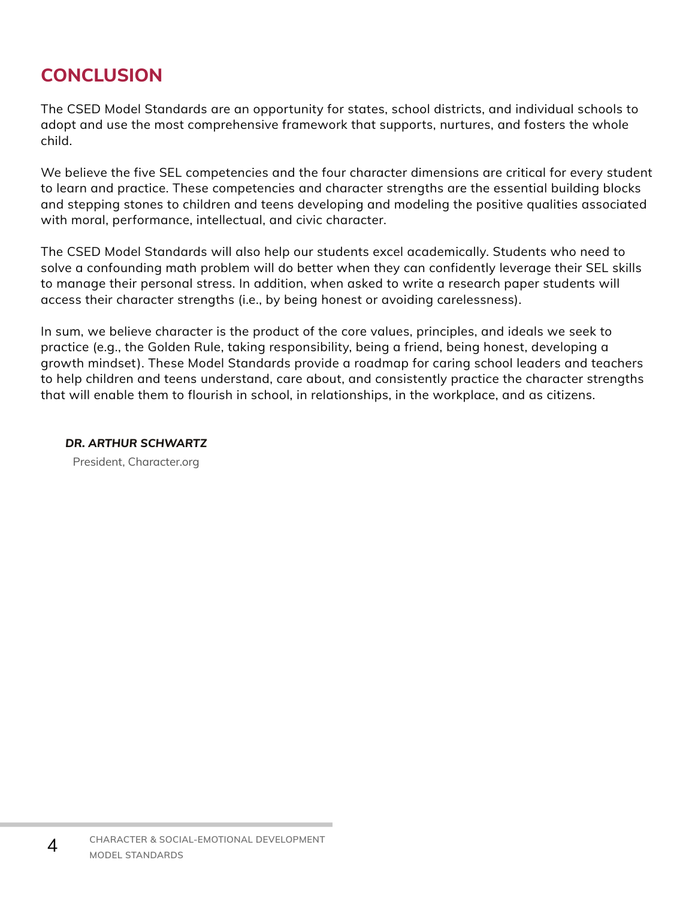## CONCLUSION

The CSED Model Standards are an opportunity for states, school districts, and individual schools to adopt and use the most comprehensive framework that supports, nurtures, and fosters the whole child.

We believe the five SEL competencies and the four character dimensions are critical for every student to learn and practice. These competencies and character strengths are the essential building blocks and stepping stones to children and teens developing and modeling the positive qualities associated with moral, performance, intellectual, and civic character.

The CSED Model Standards will also help our students excel academically. Students who need to solve a confounding math problem will do better when they can confidently leverage their SEL skills to manage their personal stress. In addition, when asked to write a research paper students will access their character strengths (i.e., by being honest or avoiding carelessness).

In sum, we believe character is the product of the core values, principles, and ideals we seek to practice (e.g., the Golden Rule, taking responsibility, being a friend, being honest, developing a growth mindset). These Model Standards provide a roadmap for caring school leaders and teachers to help children and teens understand, care about, and consistently practice the character strengths that will enable them to flourish in school, in relationships, in the workplace, and as citizens.

***DR. ARTHUR SCHWARTZ***

President, Character.org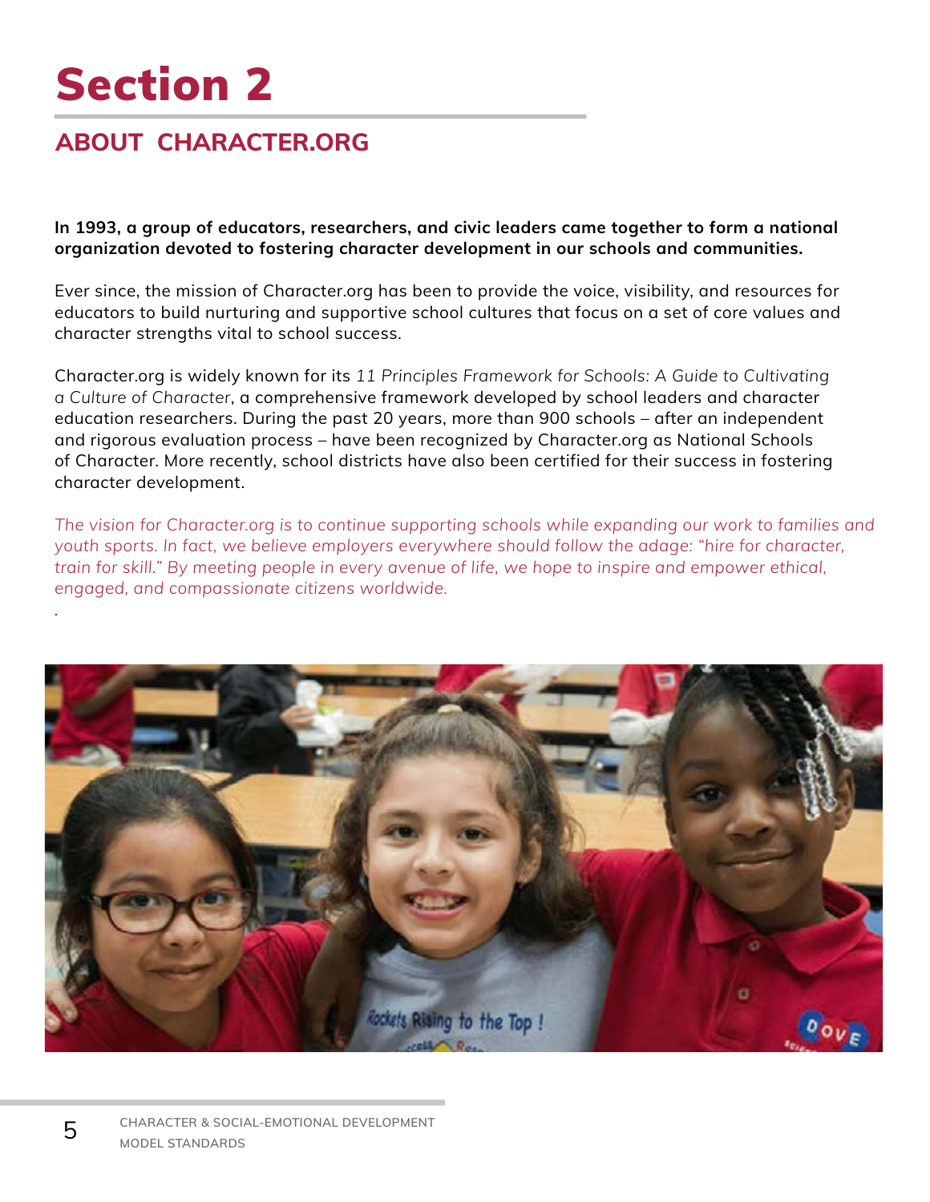# Section 2

## ABOUT CHARACTER.ORG

**In 1993, a group of educators, researchers, and civic leaders came together to form a national organization devoted to fostering character development in our schools and communities.**

Ever since, the mission of Character.org has been to provide the voice, visibility, and resources for educators to build nurturing and supportive school cultures that focus on a set of core values and character strengths vital to school success.

Character.org is widely known for its *11 Principles Framework for Schools: A Guide to Cultivating a Culture of Character*, a comprehensive framework developed by school leaders and character education researchers. During the past 20 years, more than 900 schools – after an independent and rigorous evaluation process – have been recognized by Character.org as National Schools of Character. More recently, school districts have also been certified for their success in fostering character development.

*The vision for Character.org is to continue supporting schools while expanding our work to families and youth sports. In fact, we believe employers everywhere should follow the adage: "hire for character, train for skill." By meeting people in every avenue of life, we hope to inspire and empower ethical, engaged, and compassionate citizens worldwide.*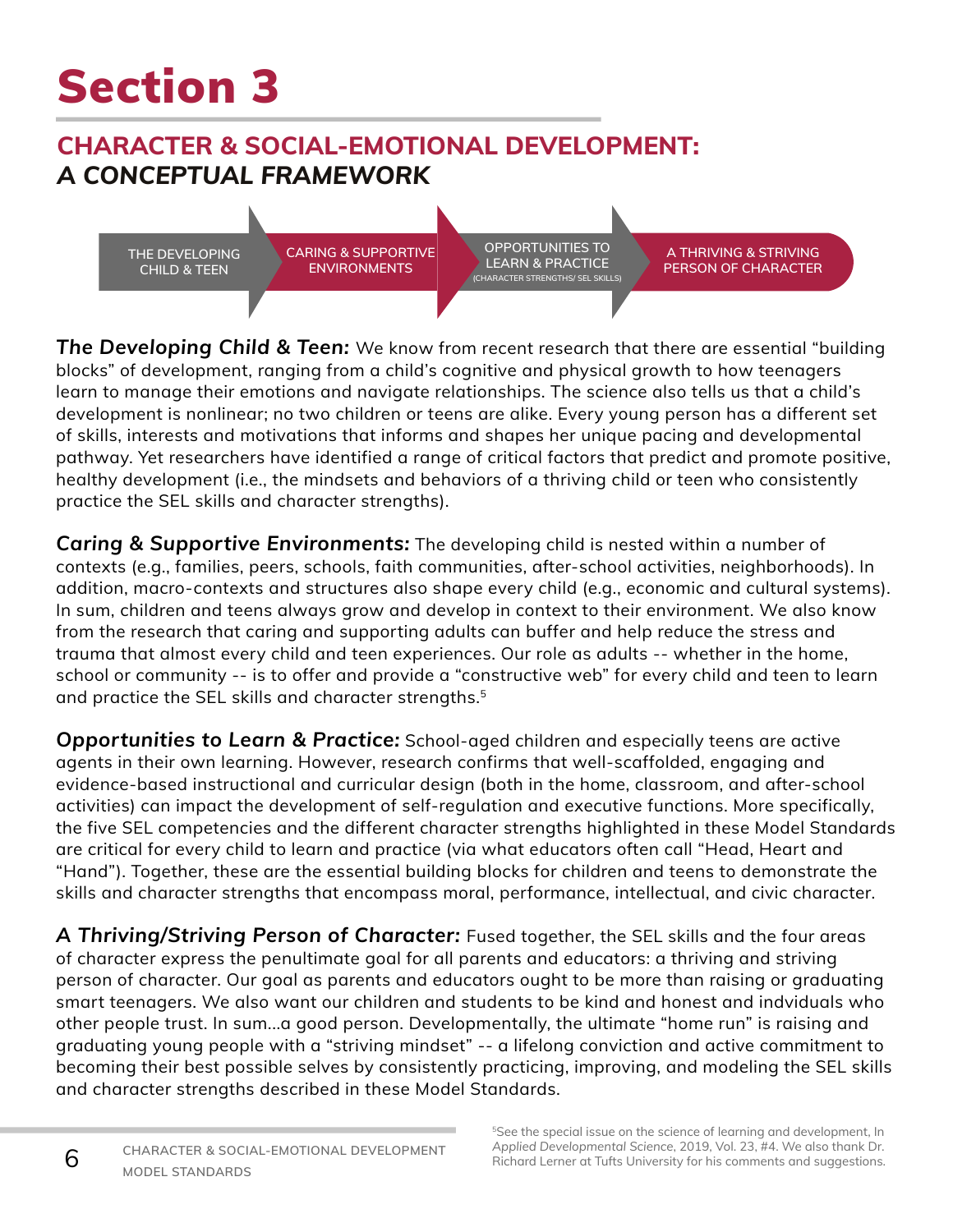# Section 3

## CHARACTER & SOCIAL-EMOTIONAL DEVELOPMENT: *A CONCEPTUAL FRAMEWORK*

THE DEVELOPING CHILD & TEEN → CARING & SUPPORTIVE ENVIRONMENTS → OPPORTUNITIES TO LEARN & PRACTICE (CHARACTER STRENGTHS/ SEL SKILLS) → A THRIVING & STRIVING PERSON OF CHARACTER

***The Developing Child & Teen:*** We know from recent research that there are essential "building blocks" of development, ranging from a child's cognitive and physical growth to how teenagers learn to manage their emotions and navigate relationships. The science also tells us that a child's development is nonlinear; no two children or teens are alike. Every young person has a different set of skills, interests and motivations that informs and shapes her unique pacing and developmental pathway. Yet researchers have identified a range of critical factors that predict and promote positive, healthy development (i.e., the mindsets and behaviors of a thriving child or teen who consistently practice the SEL skills and character strengths).

***Caring & Supportive Environments:*** The developing child is nested within a number of contexts (e.g., families, peers, schools, faith communities, after-school activities, neighborhoods). In addition, macro-contexts and structures also shape every child (e.g., economic and cultural systems). In sum, children and teens always grow and develop in context to their environment. We also know from the research that caring and supporting adults can buffer and help reduce the stress and trauma that almost every child and teen experiences. Our role as adults -- whether in the home, school or community -- is to offer and provide a "constructive web" for every child and teen to learn and practice the SEL skills and character strengths.[5]

***Opportunities to Learn & Practice:*** School-aged children and especially teens are active agents in their own learning. However, research confirms that well-scaffolded, engaging and evidence-based instructional and curricular design (both in the home, classroom, and after-school activities) can impact the development of self-regulation and executive functions. More specifically, the five SEL competencies and the different character strengths highlighted in these Model Standards are critical for every child to learn and practice (via what educators often call "Head, Heart and "Hand"). Together, these are the essential building blocks for children and teens to demonstrate the skills and character strengths that encompass moral, performance, intellectual, and civic character.

***A Thriving/Striving Person of Character:*** Fused together, the SEL skills and the four areas of character express the penultimate goal for all parents and educators: a thriving and striving person of character. Our goal as parents and educators ought to be more than raising or graduating smart teenagers. We also want our children and students to be kind and honest and indviduals who other people trust. In sum...a good person. Developmentally, the ultimate "home run" is raising and graduating young people with a "striving mindset" -- a lifelong conviction and active commitment to becoming their best possible selves by consistently practicing, improving, and modeling the SEL skills and character strengths described in these Model Standards.

[5]See the special issue on the science of learning and development, In *Applied Developmental Science*, 2019, Vol. 23, #4. We also thank Dr. Richard Lerner at Tufts University for his comments and suggestions.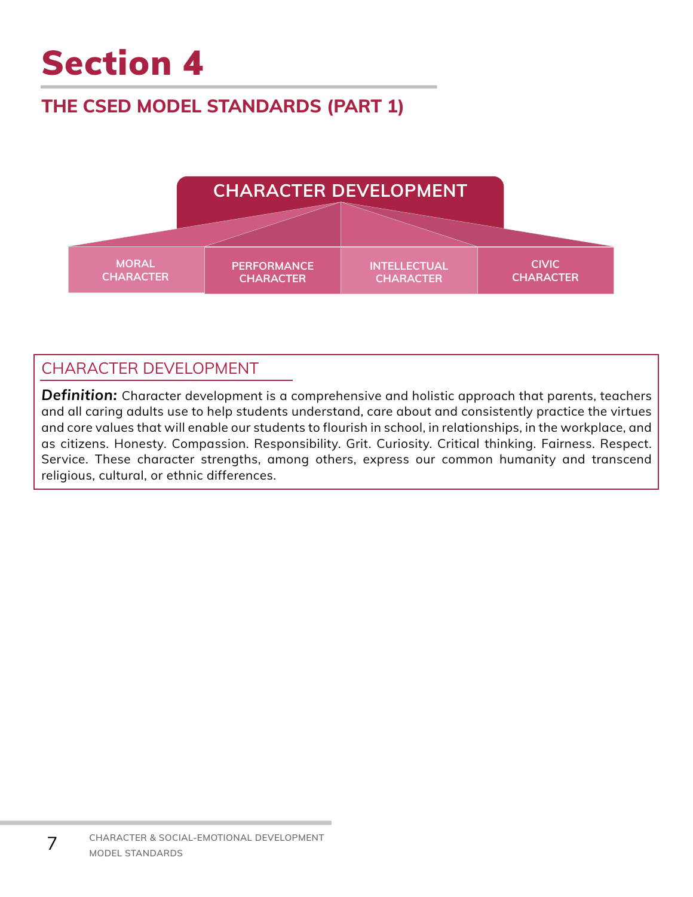# Section 4

## THE CSED MODEL STANDARDS (PART 1)

CHARACTER DEVELOPMENT

| MORAL CHARACTER | PERFORMANCE CHARACTER | INTELLECTUAL CHARACTER | CIVIC CHARACTER |
| --- | --- | --- | --- |

### CHARACTER DEVELOPMENT

***Definition:*** Character development is a comprehensive and holistic approach that parents, teachers and all caring adults use to help students understand, care about and consistently practice the virtues and core values that will enable our students to flourish in school, in relationships, in the workplace, and as citizens. Honesty. Compassion. Responsibility. Grit. Curiosity. Critical thinking. Fairness. Respect. Service. These character strengths, among others, express our common humanity and transcend religious, cultural, or ethnic differences.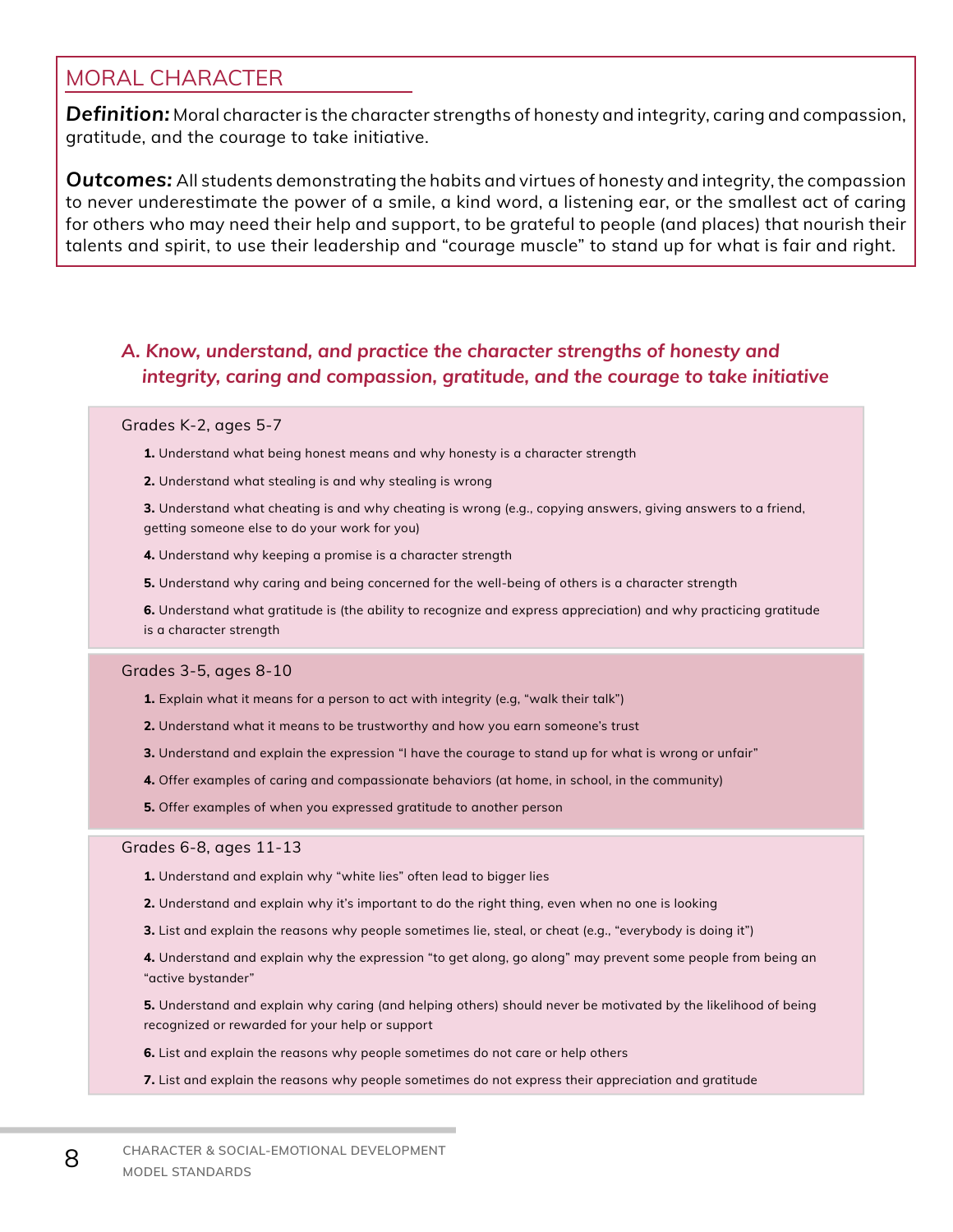## MORAL CHARACTER

**Definition:** Moral character is the character strengths of honesty and integrity, caring and compassion, gratitude, and the courage to take initiative.

**Outcomes:** All students demonstrating the habits and virtues of honesty and integrity, the compassion to never underestimate the power of a smile, a kind word, a listening ear, or the smallest act of caring for others who may need their help and support, to be grateful to people (and places) that nourish their talents and spirit, to use their leadership and "courage muscle" to stand up for what is fair and right.

### *A. Know, understand, and practice the character strengths of honesty and integrity, caring and compassion, gratitude, and the courage to take initiative*

#### Grades K-2, ages 5-7

1. Understand what being honest means and why honesty is a character strength
2. Understand what stealing is and why stealing is wrong
3. Understand what cheating is and why cheating is wrong (e.g., copying answers, giving answers to a friend, getting someone else to do your work for you)
4. Understand why keeping a promise is a character strength
5. Understand why caring and being concerned for the well-being of others is a character strength
6. Understand what gratitude is (the ability to recognize and express appreciation) and why practicing gratitude is a character strength

#### Grades 3-5, ages 8-10

1. Explain what it means for a person to act with integrity (e.g, "walk their talk")
2. Understand what it means to be trustworthy and how you earn someone's trust
3. Understand and explain the expression "I have the courage to stand up for what is wrong or unfair"
4. Offer examples of caring and compassionate behaviors (at home, in school, in the community)
5. Offer examples of when you expressed gratitude to another person

#### Grades 6-8, ages 11-13

1. Understand and explain why "white lies" often lead to bigger lies
2. Understand and explain why it's important to do the right thing, even when no one is looking
3. List and explain the reasons why people sometimes lie, steal, or cheat (e.g., "everybody is doing it")
4. Understand and explain why the expression "to get along, go along" may prevent some people from being an "active bystander"
5. Understand and explain why caring (and helping others) should never be motivated by the likelihood of being recognized or rewarded for your help or support
6. List and explain the reasons why people sometimes do not care or help others
7. List and explain the reasons why people sometimes do not express their appreciation and gratitude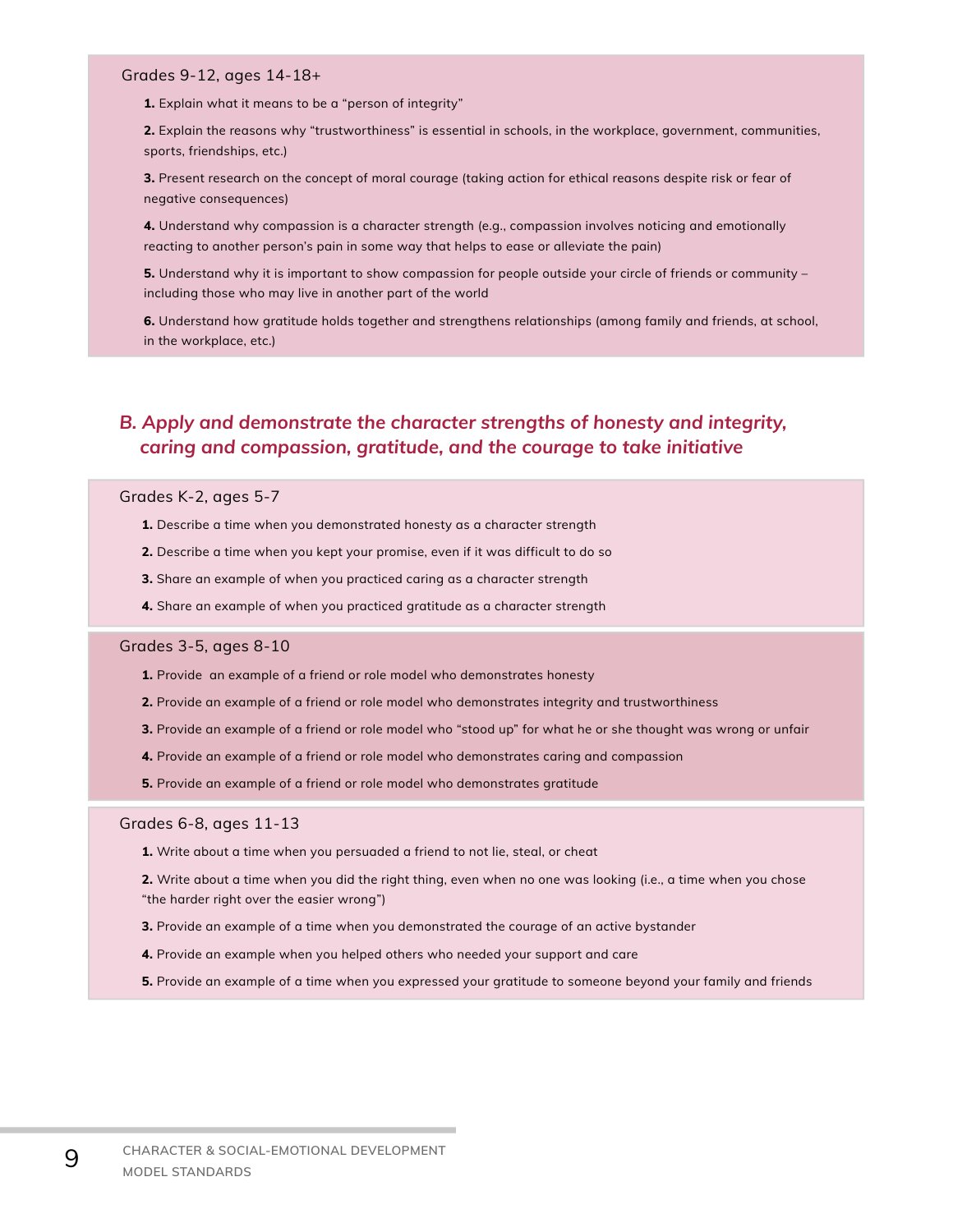Grades 9-12, ages 14-18+

1. Explain what it means to be a "person of integrity"
2. Explain the reasons why "trustworthiness" is essential in schools, in the workplace, government, communities, sports, friendships, etc.)
3. Present research on the concept of moral courage (taking action for ethical reasons despite risk or fear of negative consequences)
4. Understand why compassion is a character strength (e.g., compassion involves noticing and emotionally reacting to another person's pain in some way that helps to ease or alleviate the pain)
5. Understand why it is important to show compassion for people outside your circle of friends or community – including those who may live in another part of the world
6. Understand how gratitude holds together and strengthens relationships (among family and friends, at school, in the workplace, etc.)

## *B. Apply and demonstrate the character strengths of honesty and integrity, caring and compassion, gratitude, and the courage to take initiative*

Grades K-2, ages 5-7

1. Describe a time when you demonstrated honesty as a character strength
2. Describe a time when you kept your promise, even if it was difficult to do so
3. Share an example of when you practiced caring as a character strength
4. Share an example of when you practiced gratitude as a character strength

Grades 3-5, ages 8-10

1. Provide an example of a friend or role model who demonstrates honesty
2. Provide an example of a friend or role model who demonstrates integrity and trustworthiness
3. Provide an example of a friend or role model who "stood up" for what he or she thought was wrong or unfair
4. Provide an example of a friend or role model who demonstrates caring and compassion
5. Provide an example of a friend or role model who demonstrates gratitude

Grades 6-8, ages 11-13

1. Write about a time when you persuaded a friend to not lie, steal, or cheat
2. Write about a time when you did the right thing, even when no one was looking (i.e., a time when you chose "the harder right over the easier wrong")
3. Provide an example of a time when you demonstrated the courage of an active bystander
4. Provide an example when you helped others who needed your support and care
5. Provide an example of a time when you expressed your gratitude to someone beyond your family and friends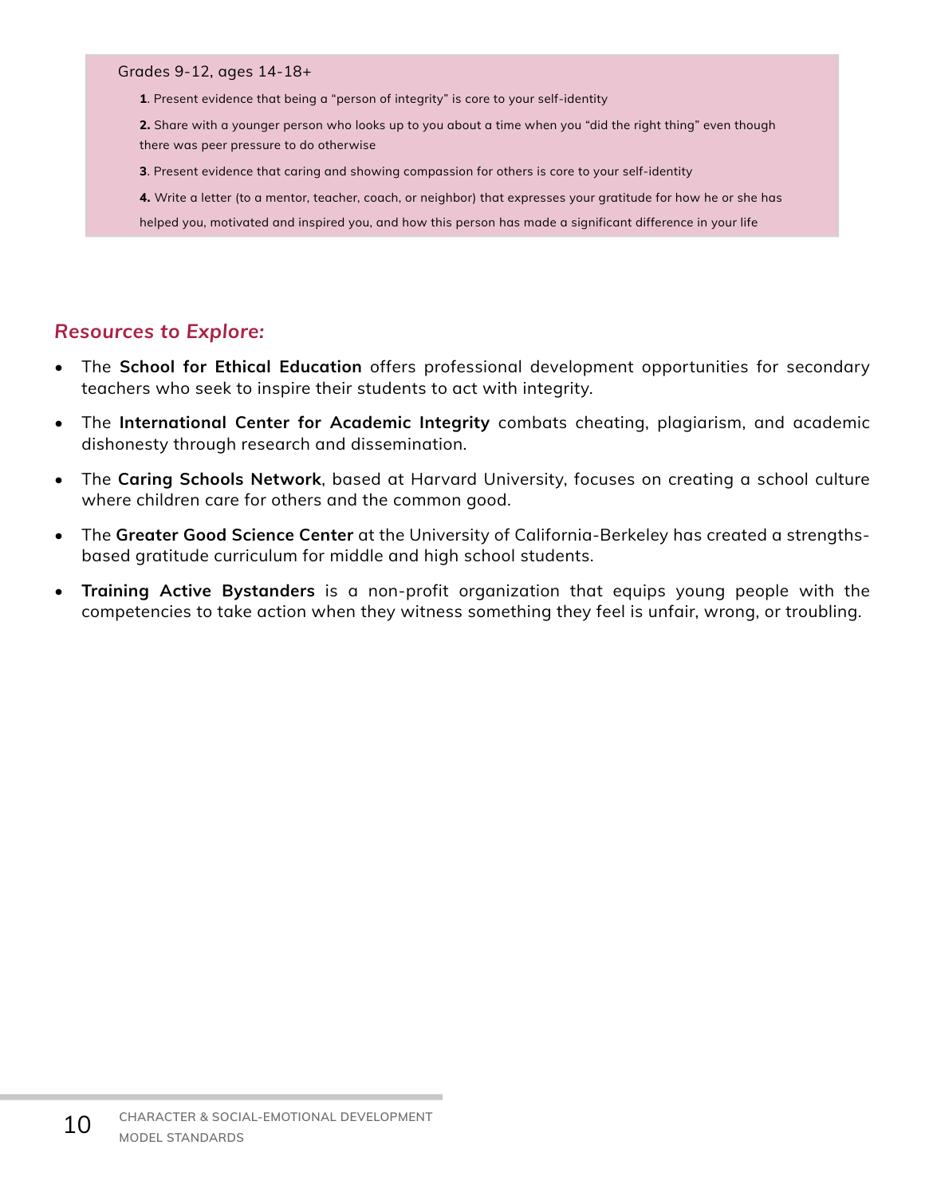Grades 9-12, ages 14-18+

**1**. Present evidence that being a "person of integrity" is core to your self-identity

**2.** Share with a younger person who looks up to you about a time when you "did the right thing" even though there was peer pressure to do otherwise

**3**. Present evidence that caring and showing compassion for others is core to your self-identity

**4.** Write a letter (to a mentor, teacher, coach, or neighbor) that expresses your gratitude for how he or she has helped you, motivated and inspired you, and how this person has made a significant difference in your life

## *Resources to Explore:*

- The **School for Ethical Education** offers professional development opportunities for secondary teachers who seek to inspire their students to act with integrity.
- The **International Center for Academic Integrity** combats cheating, plagiarism, and academic dishonesty through research and dissemination.
- The **Caring Schools Network**, based at Harvard University, focuses on creating a school culture where children care for others and the common good.
- The **Greater Good Science Center** at the University of California-Berkeley has created a strengths-based gratitude curriculum for middle and high school students.
- **Training Active Bystanders** is a non-profit organization that equips young people with the competencies to take action when they witness something they feel is unfair, wrong, or troubling.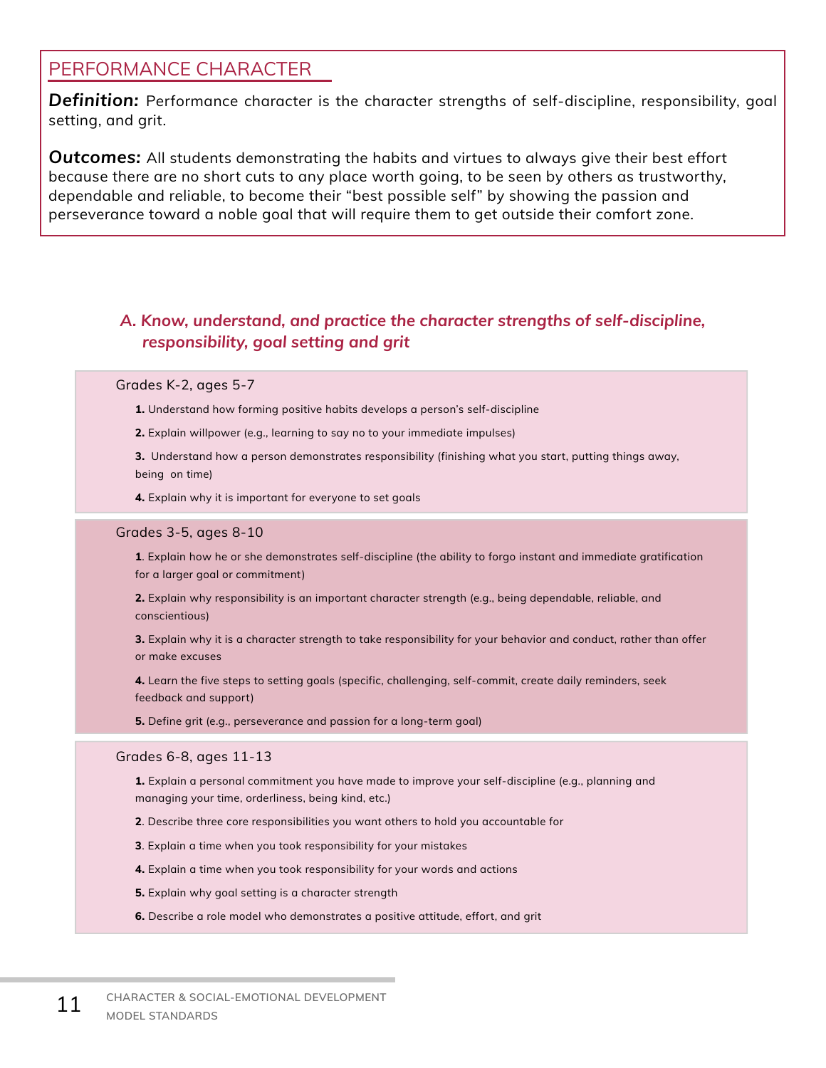## PERFORMANCE CHARACTER

***Definition:*** Performance character is the character strengths of self-discipline, responsibility, goal setting, and grit.

**Outcomes:** All students demonstrating the habits and virtues to always give their best effort because there are no short cuts to any place worth going, to be seen by others as trustworthy, dependable and reliable, to become their "best possible self" by showing the passion and perseverance toward a noble goal that will require them to get outside their comfort zone.

### *A. Know, understand, and practice the character strengths of self-discipline, responsibility, goal setting and grit*

Grades K-2, ages 5-7

**1.** Understand how forming positive habits develops a person's self-discipline

**2.** Explain willpower (e.g., learning to say no to your immediate impulses)

**3.** Understand how a person demonstrates responsibility (finishing what you start, putting things away, being on time)

**4.** Explain why it is important for everyone to set goals

Grades 3-5, ages 8-10

**1**. Explain how he or she demonstrates self-discipline (the ability to forgo instant and immediate gratification for a larger goal or commitment)

**2.** Explain why responsibility is an important character strength (e.g., being dependable, reliable, and conscientious)

**3.** Explain why it is a character strength to take responsibility for your behavior and conduct, rather than offer or make excuses

**4.** Learn the five steps to setting goals (specific, challenging, self-commit, create daily reminders, seek feedback and support)

**5.** Define grit (e.g., perseverance and passion for a long-term goal)

Grades 6-8, ages 11-13

**1.** Explain a personal commitment you have made to improve your self-discipline (e.g., planning and managing your time, orderliness, being kind, etc.)

**2**. Describe three core responsibilities you want others to hold you accountable for

**3**. Explain a time when you took responsibility for your mistakes

**4.** Explain a time when you took responsibility for your words and actions

**5.** Explain why goal setting is a character strength

**6.** Describe a role model who demonstrates a positive attitude, effort, and grit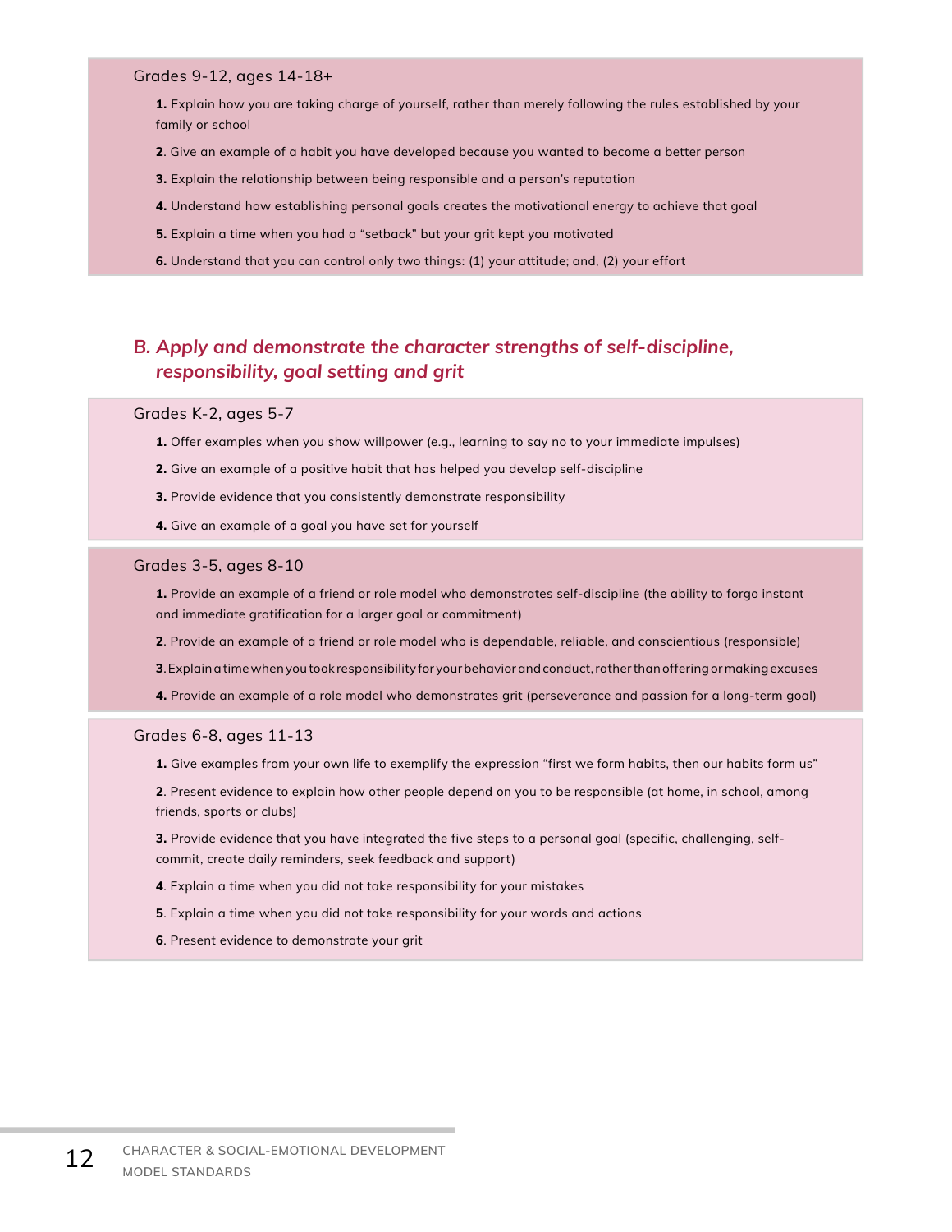Grades 9-12, ages 14-18+

1. Explain how you are taking charge of yourself, rather than merely following the rules established by your family or school
2. Give an example of a habit you have developed because you wanted to become a better person
3. Explain the relationship between being responsible and a person's reputation
4. Understand how establishing personal goals creates the motivational energy to achieve that goal
5. Explain a time when you had a "setback" but your grit kept you motivated
6. Understand that you can control only two things: (1) your attitude; and, (2) your effort

### *B. Apply and demonstrate the character strengths of self-discipline, responsibility, goal setting and grit*

Grades K-2, ages 5-7

1. Offer examples when you show willpower (e.g., learning to say no to your immediate impulses)
2. Give an example of a positive habit that has helped you develop self-discipline
3. Provide evidence that you consistently demonstrate responsibility
4. Give an example of a goal you have set for yourself

Grades 3-5, ages 8-10

1. Provide an example of a friend or role model who demonstrates self-discipline (the ability to forgo instant and immediate gratification for a larger goal or commitment)
2. Provide an example of a friend or role model who is dependable, reliable, and conscientious (responsible)
3. Explain a time when you took responsibility for your behavior and conduct, rather than offering or making excuses
4. Provide an example of a role model who demonstrates grit (perseverance and passion for a long-term goal)

Grades 6-8, ages 11-13

1. Give examples from your own life to exemplify the expression "first we form habits, then our habits form us"
2. Present evidence to explain how other people depend on you to be responsible (at home, in school, among friends, sports or clubs)
3. Provide evidence that you have integrated the five steps to a personal goal (specific, challenging, self-commit, create daily reminders, seek feedback and support)
4. Explain a time when you did not take responsibility for your mistakes
5. Explain a time when you did not take responsibility for your words and actions
6. Present evidence to demonstrate your grit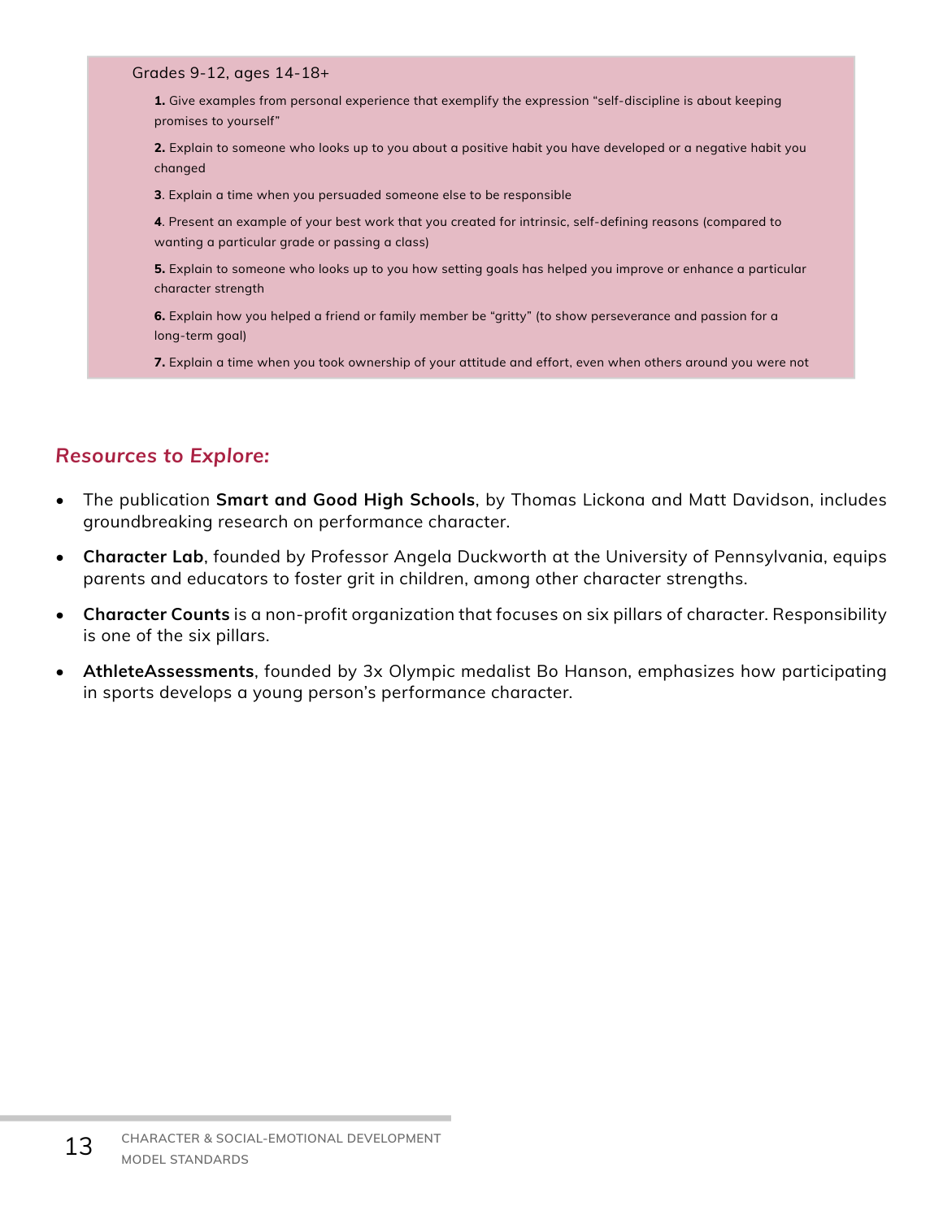Grades 9-12, ages 14-18+

**1.** Give examples from personal experience that exemplify the expression "self-discipline is about keeping promises to yourself"

**2.** Explain to someone who looks up to you about a positive habit you have developed or a negative habit you changed

**3**. Explain a time when you persuaded someone else to be responsible

**4**. Present an example of your best work that you created for intrinsic, self-defining reasons (compared to wanting a particular grade or passing a class)

**5.** Explain to someone who looks up to you how setting goals has helped you improve or enhance a particular character strength

**6.** Explain how you helped a friend or family member be "gritty" (to show perseverance and passion for a long-term goal)

**7.** Explain a time when you took ownership of your attitude and effort, even when others around you were not

## *Resources to Explore:*

- The publication **Smart and Good High Schools**, by Thomas Lickona and Matt Davidson, includes groundbreaking research on performance character.
- **Character Lab**, founded by Professor Angela Duckworth at the University of Pennsylvania, equips parents and educators to foster grit in children, among other character strengths.
- **Character Counts** is a non-profit organization that focuses on six pillars of character. Responsibility is one of the six pillars.
- **AthleteAssessments**, founded by 3x Olympic medalist Bo Hanson, emphasizes how participating in sports develops a young person's performance character.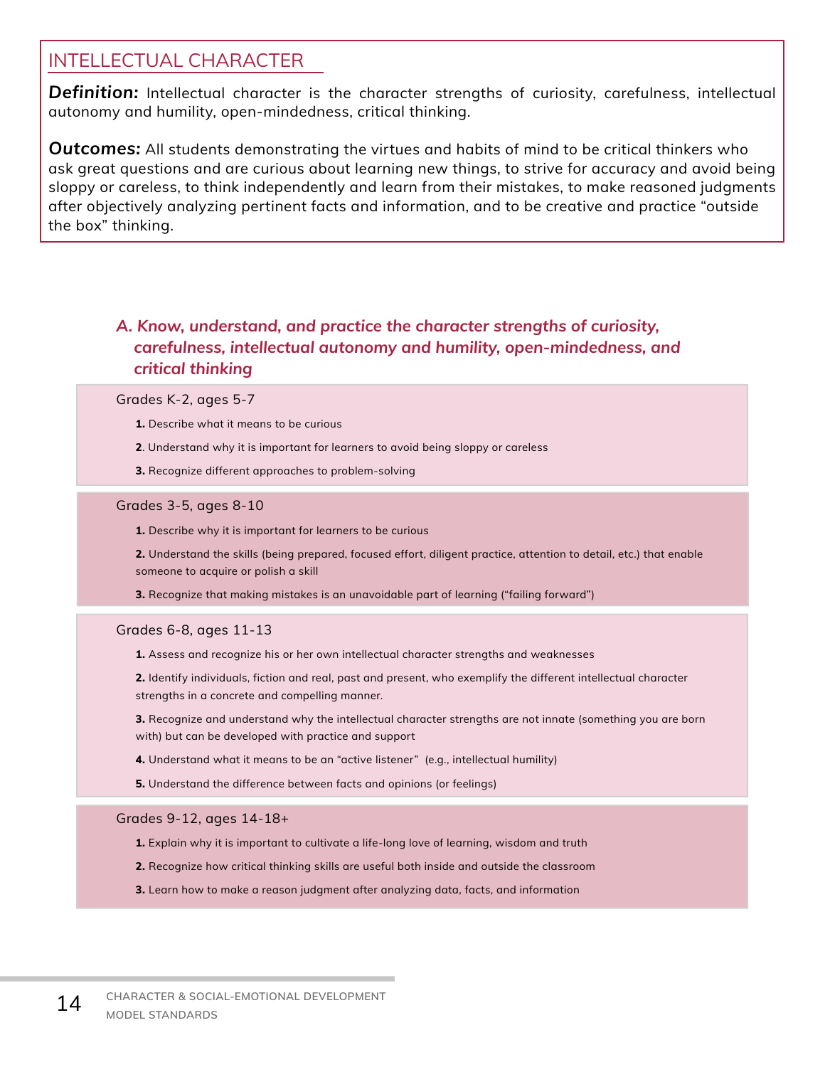## INTELLECTUAL CHARACTER

***Definition:*** Intellectual character is the character strengths of curiosity, carefulness, intellectual autonomy and humility, open-mindedness, critical thinking.

***Outcomes:*** All students demonstrating the virtues and habits of mind to be critical thinkers who ask great questions and are curious about learning new things, to strive for accuracy and avoid being sloppy or careless, to think independently and learn from their mistakes, to make reasoned judgments after objectively analyzing pertinent facts and information, and to be creative and practice "outside the box" thinking.

### *A. Know, understand, and practice the character strengths of curiosity, carefulness, intellectual autonomy and humility, open-mindedness, and critical thinking*

Grades K-2, ages 5-7

**1.** Describe what it means to be curious

**2**. Understand why it is important for learners to avoid being sloppy or careless

**3.** Recognize different approaches to problem-solving

Grades 3-5, ages 8-10

**1.** Describe why it is important for learners to be curious

**2.** Understand the skills (being prepared, focused effort, diligent practice, attention to detail, etc.) that enable someone to acquire or polish a skill

**3.** Recognize that making mistakes is an unavoidable part of learning ("failing forward")

Grades 6-8, ages 11-13

**1.** Assess and recognize his or her own intellectual character strengths and weaknesses

**2.** Identify individuals, fiction and real, past and present, who exemplify the different intellectual character strengths in a concrete and compelling manner.

**3.** Recognize and understand why the intellectual character strengths are not innate (something you are born with) but can be developed with practice and support

**4.** Understand what it means to be an "active listener" (e.g., intellectual humility)

**5.** Understand the difference between facts and opinions (or feelings)

Grades 9-12, ages 14-18+

**1.** Explain why it is important to cultivate a life-long love of learning, wisdom and truth

**2.** Recognize how critical thinking skills are useful both inside and outside the classroom

**3.** Learn how to make a reason judgment after analyzing data, facts, and information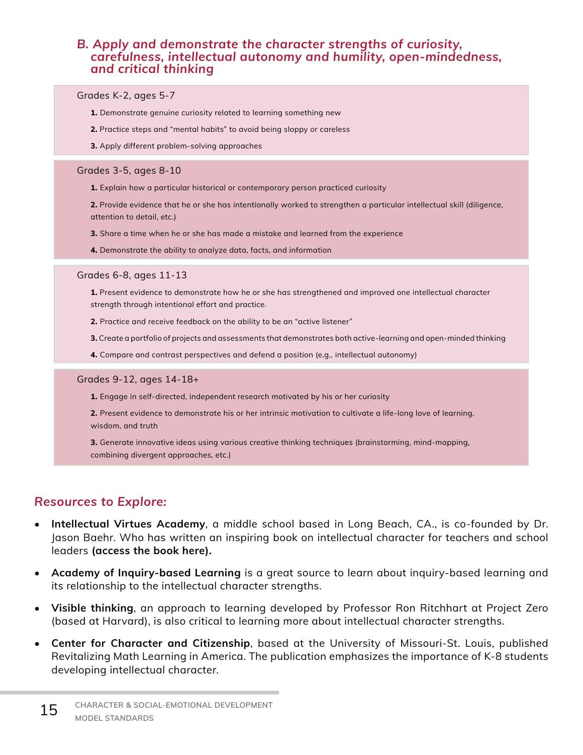### B. Apply and demonstrate the character strengths of curiosity, carefulness, intellectual autonomy and humility, open-mindedness, and critical thinking

**Grades K-2, ages 5-7**

1. Demonstrate genuine curiosity related to learning something new
2. Practice steps and "mental habits" to avoid being sloppy or careless
3. Apply different problem-solving approaches

**Grades 3-5, ages 8-10**

1. Explain how a particular historical or contemporary person practiced curiosity
2. Provide evidence that he or she has intentionally worked to strengthen a particular intellectual skill (diligence, attention to detail, etc.)
3. Share a time when he or she has made a mistake and learned from the experience
4. Demonstrate the ability to analyze data, facts, and information

**Grades 6-8, ages 11-13**

1. Present evidence to demonstrate how he or she has strengthened and improved one intellectual character strength through intentional effort and practice.
2. Practice and receive feedback on the ability to be an "active listener"
3. Create a portfolio of projects and assessments that demonstrates both active-learning and open-minded thinking
4. Compare and contrast perspectives and defend a position (e.g., intellectual autonomy)

**Grades 9-12, ages 14-18+**

1. Engage in self-directed, independent research motivated by his or her curiosity
2. Present evidence to demonstrate his or her intrinsic motivation to cultivate a life-long love of learning, wisdom, and truth
3. Generate innovative ideas using various creative thinking techniques (brainstorming, mind-mapping, combining divergent approaches, etc.)

## Resources to Explore:

- **Intellectual Virtues Academy**, a middle school based in Long Beach, CA., is co-founded by Dr. Jason Baehr. Who has written an inspiring book on intellectual character for teachers and school leaders **(access the book here).**
- **Academy of Inquiry-based Learning** is a great source to learn about inquiry-based learning and its relationship to the intellectual character strengths.
- **Visible thinking**, an approach to learning developed by Professor Ron Ritchhart at Project Zero (based at Harvard), is also critical to learning more about intellectual character strengths.
- **Center for Character and Citizenship**, based at the University of Missouri-St. Louis, published Revitalizing Math Learning in America. The publication emphasizes the importance of K-8 students developing intellectual character.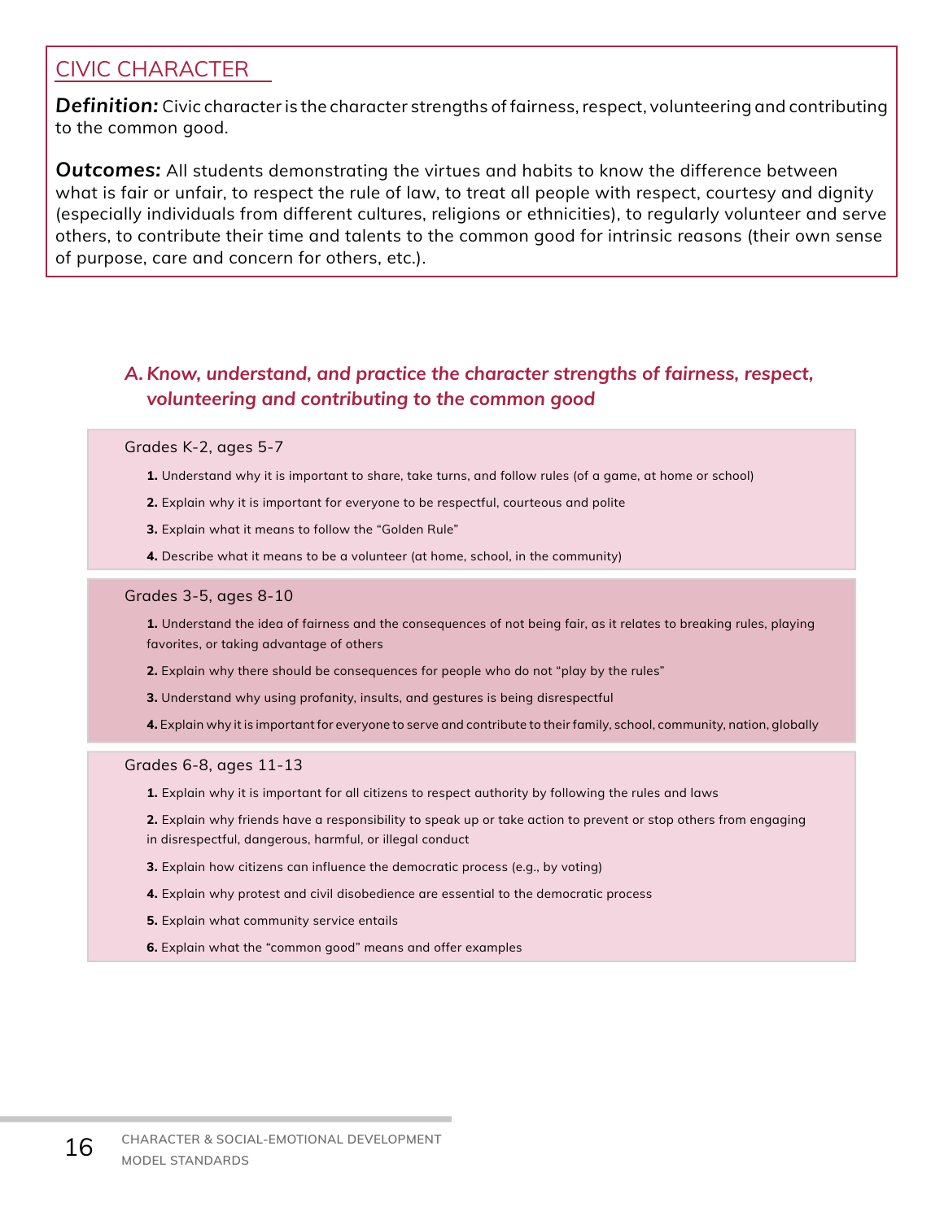## CIVIC CHARACTER

***Definition:*** Civic character is the character strengths of fairness, respect, volunteering and contributing to the common good.

***Outcomes:*** All students demonstrating the virtues and habits to know the difference between what is fair or unfair, to respect the rule of law, to treat all people with respect, courtesy and dignity (especially individuals from different cultures, religions or ethnicities), to regularly volunteer and serve others, to contribute their time and talents to the common good for intrinsic reasons (their own sense of purpose, care and concern for others, etc.).

### *A. Know, understand, and practice the character strengths of fairness, respect, volunteering and contributing to the common good*

#### Grades K-2, ages 5-7

1. Understand why it is important to share, take turns, and follow rules (of a game, at home or school)
2. Explain why it is important for everyone to be respectful, courteous and polite
3. Explain what it means to follow the "Golden Rule"
4. Describe what it means to be a volunteer (at home, school, in the community)

#### Grades 3-5, ages 8-10

1. Understand the idea of fairness and the consequences of not being fair, as it relates to breaking rules, playing favorites, or taking advantage of others
2. Explain why there should be consequences for people who do not "play by the rules"
3. Understand why using profanity, insults, and gestures is being disrespectful
4. Explain why it is important for everyone to serve and contribute to their family, school, community, nation, globally

#### Grades 6-8, ages 11-13

1. Explain why it is important for all citizens to respect authority by following the rules and laws
2. Explain why friends have a responsibility to speak up or take action to prevent or stop others from engaging in disrespectful, dangerous, harmful, or illegal conduct
3. Explain how citizens can influence the democratic process (e.g., by voting)
4. Explain why protest and civil disobedience are essential to the democratic process
5. Explain what community service entails
6. Explain what the "common good" means and offer examples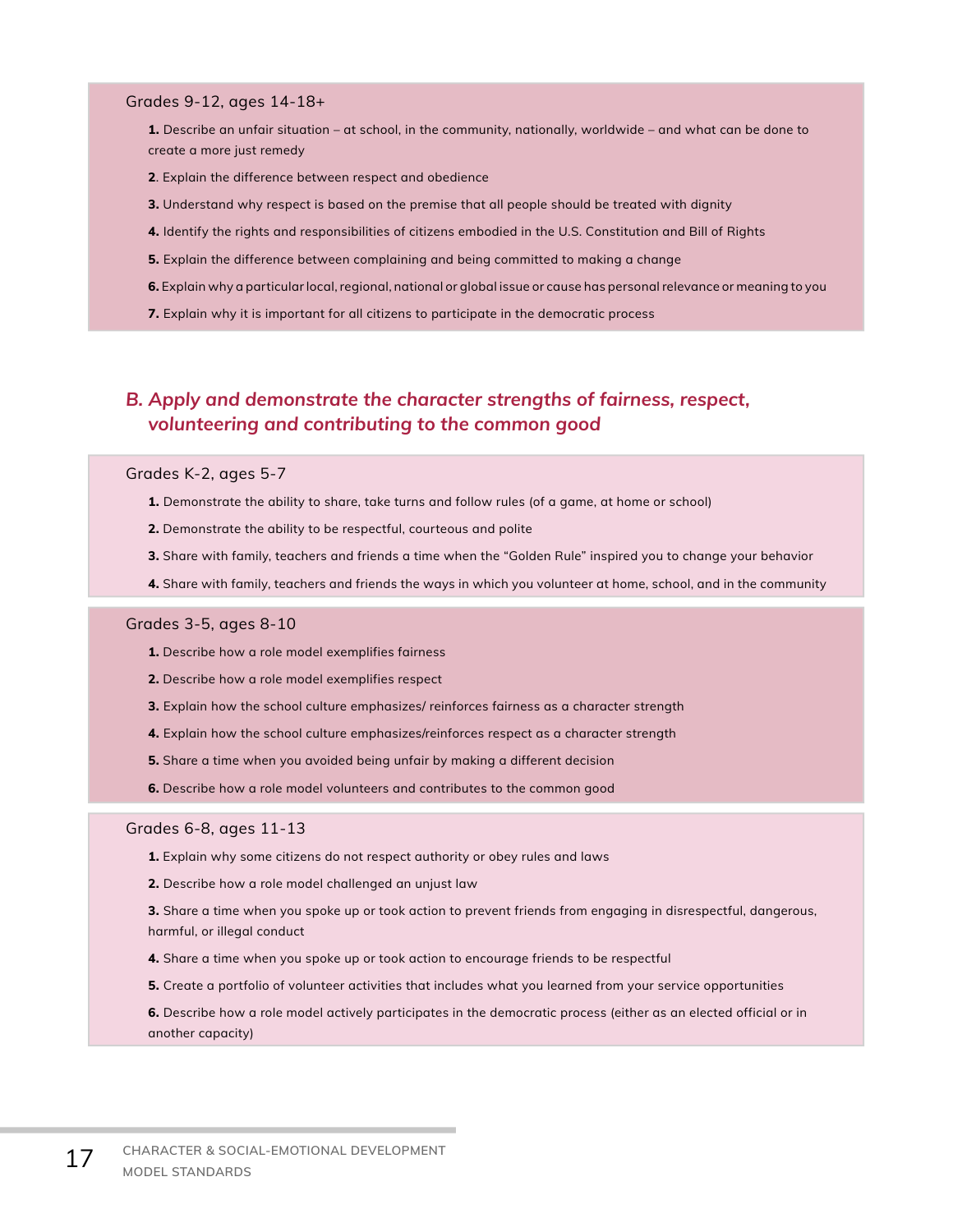Grades 9-12, ages 14-18+

**1.** Describe an unfair situation – at school, in the community, nationally, worldwide – and what can be done to create a more just remedy

**2**. Explain the difference between respect and obedience

**3.** Understand why respect is based on the premise that all people should be treated with dignity

**4.** Identify the rights and responsibilities of citizens embodied in the U.S. Constitution and Bill of Rights

**5.** Explain the difference between complaining and being committed to making a change

**6.** Explain why a particular local, regional, national or global issue or cause has personal relevance or meaning to you

**7.** Explain why it is important for all citizens to participate in the democratic process

### *B. Apply and demonstrate the character strengths of fairness, respect, volunteering and contributing to the common good*

Grades K-2, ages 5-7

**1.** Demonstrate the ability to share, take turns and follow rules (of a game, at home or school)

**2.** Demonstrate the ability to be respectful, courteous and polite

**3.** Share with family, teachers and friends a time when the "Golden Rule" inspired you to change your behavior

**4.** Share with family, teachers and friends the ways in which you volunteer at home, school, and in the community

Grades 3-5, ages 8-10

**1.** Describe how a role model exemplifies fairness

**2.** Describe how a role model exemplifies respect

**3.** Explain how the school culture emphasizes/ reinforces fairness as a character strength

**4.** Explain how the school culture emphasizes/reinforces respect as a character strength

**5.** Share a time when you avoided being unfair by making a different decision

**6.** Describe how a role model volunteers and contributes to the common good

Grades 6-8, ages 11-13

**1.** Explain why some citizens do not respect authority or obey rules and laws

**2.** Describe how a role model challenged an unjust law

**3.** Share a time when you spoke up or took action to prevent friends from engaging in disrespectful, dangerous, harmful, or illegal conduct

**4.** Share a time when you spoke up or took action to encourage friends to be respectful

**5.** Create a portfolio of volunteer activities that includes what you learned from your service opportunities

**6.** Describe how a role model actively participates in the democratic process (either as an elected official or in another capacity)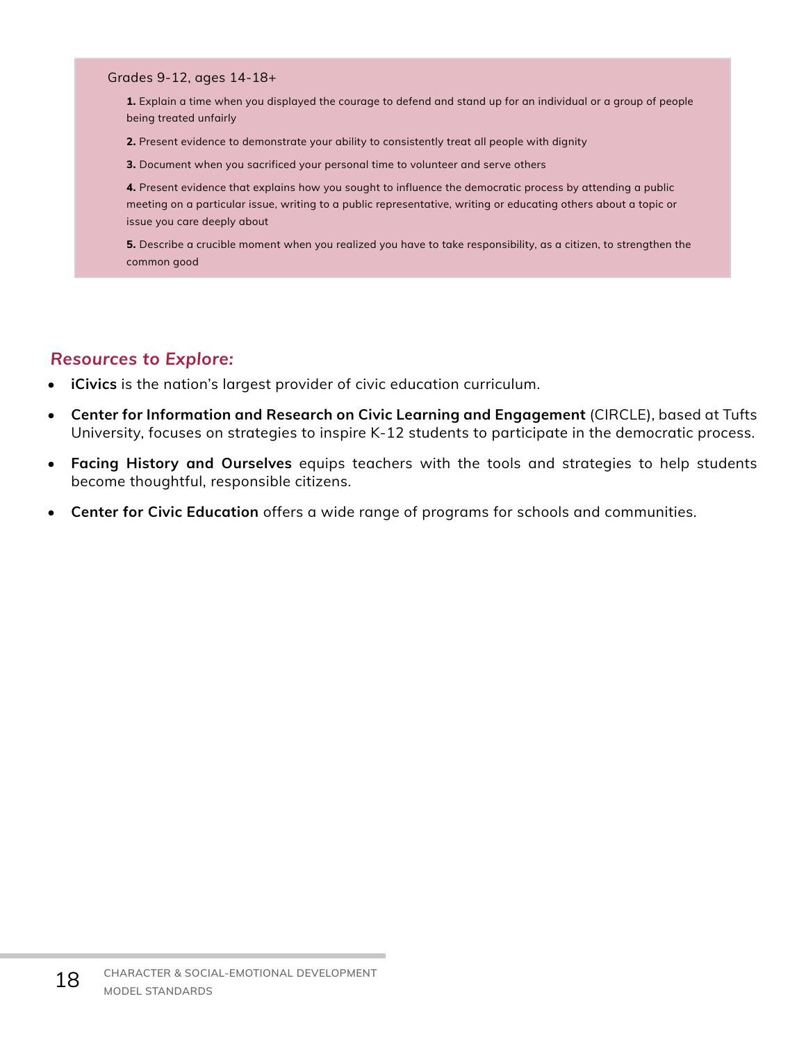Grades 9-12, ages 14-18+

**1.** Explain a time when you displayed the courage to defend and stand up for an individual or a group of people being treated unfairly

**2.** Present evidence to demonstrate your ability to consistently treat all people with dignity

**3.** Document when you sacrificed your personal time to volunteer and serve others

**4.** Present evidence that explains how you sought to influence the democratic process by attending a public meeting on a particular issue, writing to a public representative, writing or educating others about a topic or issue you care deeply about

**5.** Describe a crucible moment when you realized you have to take responsibility, as a citizen, to strengthen the common good

### *Resources to Explore:*

- **iCivics** is the nation's largest provider of civic education curriculum.
- **Center for Information and Research on Civic Learning and Engagement** (CIRCLE), based at Tufts University, focuses on strategies to inspire K-12 students to participate in the democratic process.
- **Facing History and Ourselves** equips teachers with the tools and strategies to help students become thoughtful, responsible citizens.
- **Center for Civic Education** offers a wide range of programs for schools and communities.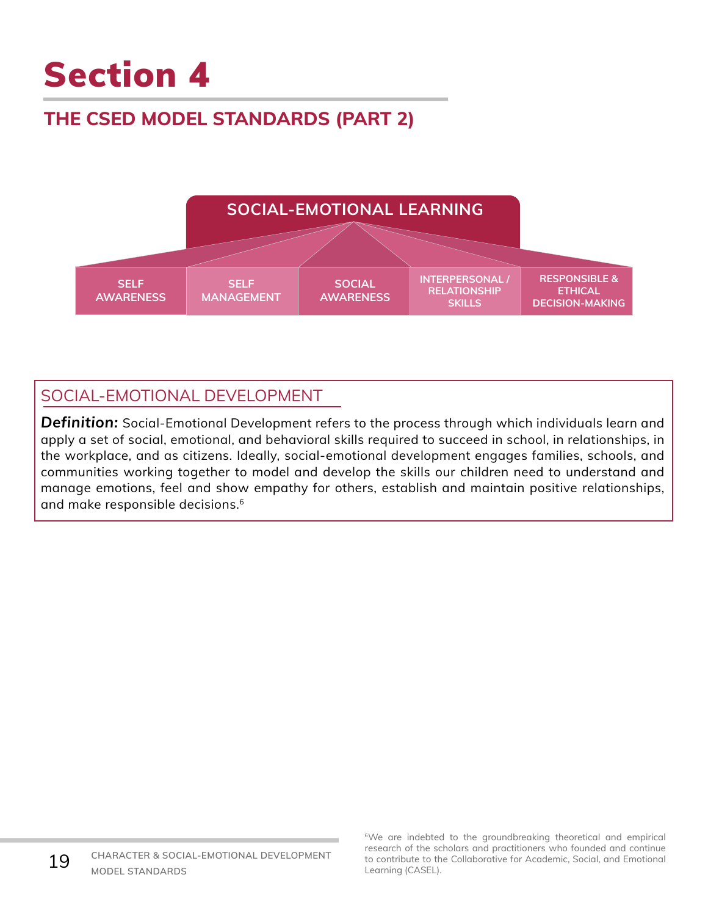# Section 4

## THE CSED MODEL STANDARDS (PART 2)

**SOCIAL-EMOTIONAL LEARNING**

| SELF AWARENESS | SELF MANAGEMENT | SOCIAL AWARENESS | INTERPERSONAL / RELATIONSHIP SKILLS | RESPONSIBLE & ETHICAL DECISION-MAKING |
|---|---|---|---|---|

### SOCIAL-EMOTIONAL DEVELOPMENT

***Definition:*** Social-Emotional Development refers to the process through which individuals learn and apply a set of social, emotional, and behavioral skills required to succeed in school, in relationships, in the workplace, and as citizens. Ideally, social-emotional development engages families, schools, and communities working together to model and develop the skills our children need to understand and manage emotions, feel and show empathy for others, establish and maintain positive relationships, and make responsible decisions.[6]

[6] We are indebted to the groundbreaking theoretical and empirical research of the scholars and practitioners who founded and continue to contribute to the Collaborative for Academic, Social, and Emotional Learning (CASEL).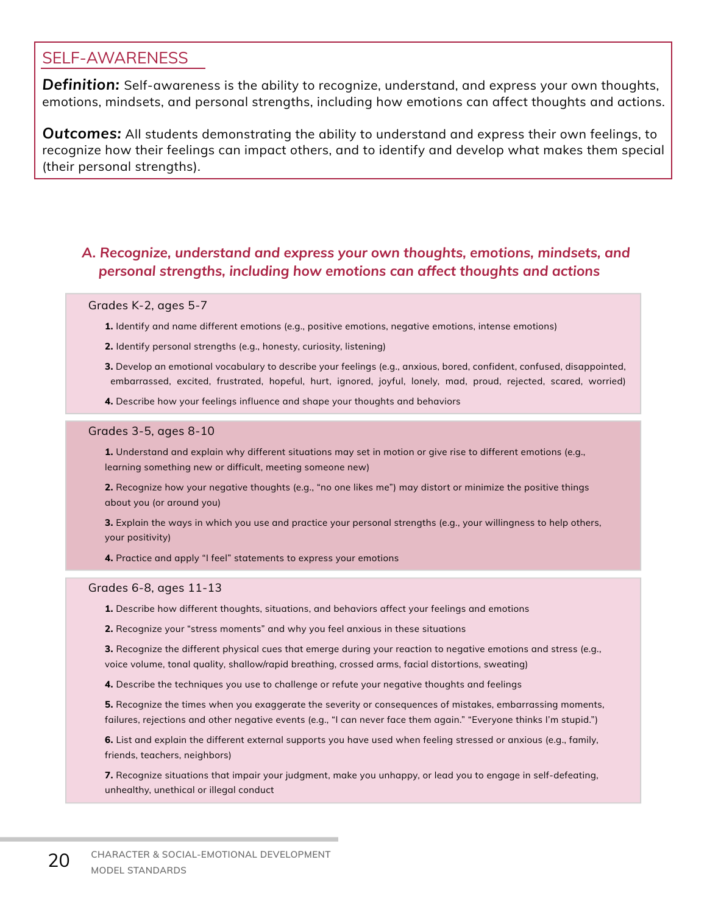## SELF-AWARENESS

***Definition:*** Self-awareness is the ability to recognize, understand, and express your own thoughts, emotions, mindsets, and personal strengths, including how emotions can affect thoughts and actions.

***Outcomes:*** All students demonstrating the ability to understand and express their own feelings, to recognize how their feelings can impact others, and to identify and develop what makes them special (their personal strengths).

### *A. Recognize, understand and express your own thoughts, emotions, mindsets, and personal strengths, including how emotions can affect thoughts and actions*

#### Grades K-2, ages 5-7

**1.** Identify and name different emotions (e.g., positive emotions, negative emotions, intense emotions)

**2.** Identify personal strengths (e.g., honesty, curiosity, listening)

**3.** Develop an emotional vocabulary to describe your feelings (e.g., anxious, bored, confident, confused, disappointed, embarrassed, excited, frustrated, hopeful, hurt, ignored, joyful, lonely, mad, proud, rejected, scared, worried)

**4.** Describe how your feelings influence and shape your thoughts and behaviors

#### Grades 3-5, ages 8-10

**1.** Understand and explain why different situations may set in motion or give rise to different emotions (e.g., learning something new or difficult, meeting someone new)

**2.** Recognize how your negative thoughts (e.g., "no one likes me") may distort or minimize the positive things about you (or around you)

**3.** Explain the ways in which you use and practice your personal strengths (e.g., your willingness to help others, your positivity)

**4.** Practice and apply "I feel" statements to express your emotions

#### Grades 6-8, ages 11-13

**1.** Describe how different thoughts, situations, and behaviors affect your feelings and emotions

**2.** Recognize your "stress moments" and why you feel anxious in these situations

**3.** Recognize the different physical cues that emerge during your reaction to negative emotions and stress (e.g., voice volume, tonal quality, shallow/rapid breathing, crossed arms, facial distortions, sweating)

**4.** Describe the techniques you use to challenge or refute your negative thoughts and feelings

**5.** Recognize the times when you exaggerate the severity or consequences of mistakes, embarrassing moments, failures, rejections and other negative events (e.g., "I can never face them again." "Everyone thinks I'm stupid.")

**6.** List and explain the different external supports you have used when feeling stressed or anxious (e.g., family, friends, teachers, neighbors)

**7.** Recognize situations that impair your judgment, make you unhappy, or lead you to engage in self-defeating, unhealthy, unethical or illegal conduct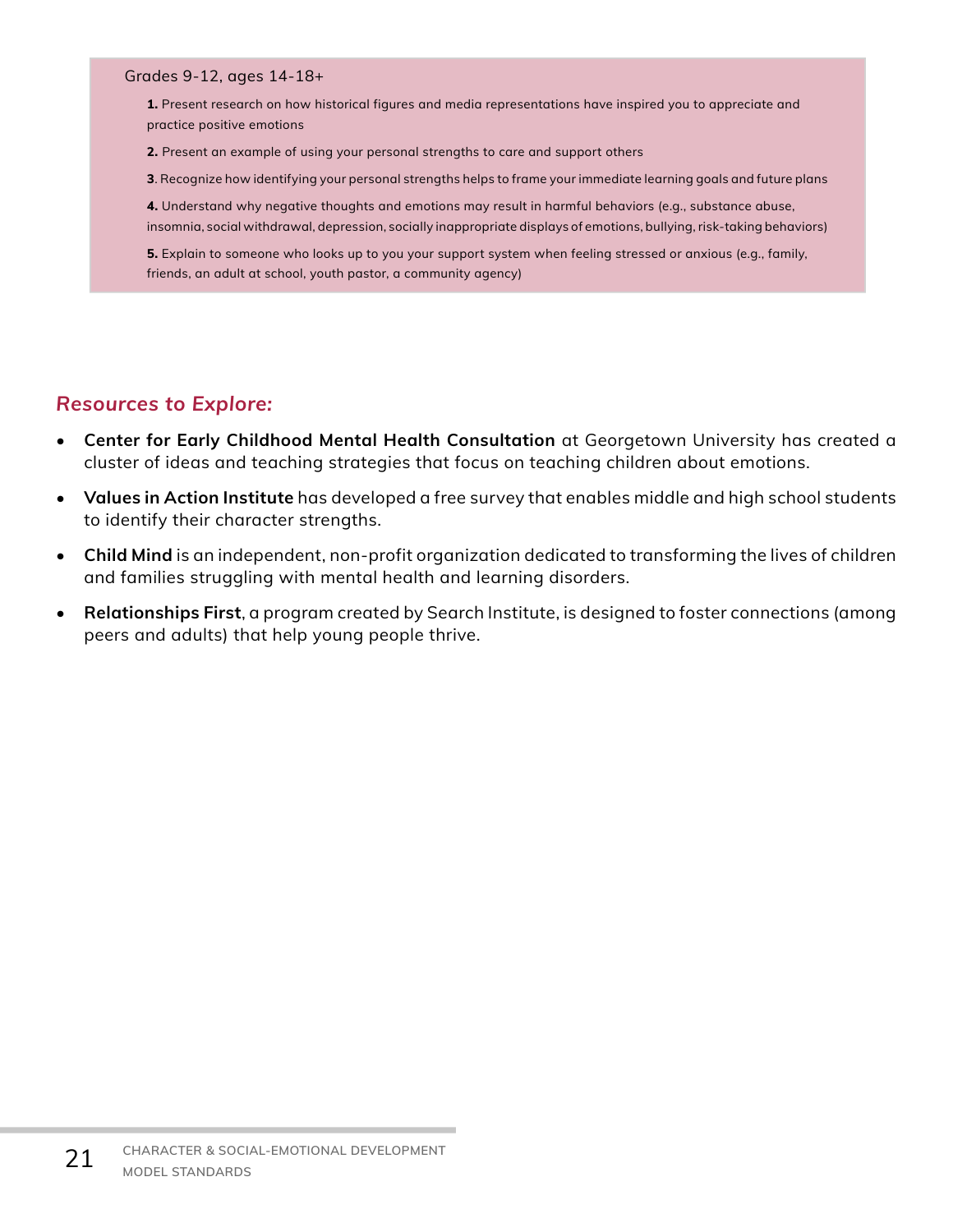Grades 9-12, ages 14-18+

**1.** Present research on how historical figures and media representations have inspired you to appreciate and practice positive emotions

**2.** Present an example of using your personal strengths to care and support others

**3**. Recognize how identifying your personal strengths helps to frame your immediate learning goals and future plans

**4.** Understand why negative thoughts and emotions may result in harmful behaviors (e.g., substance abuse, insomnia, social withdrawal, depression, socially inappropriate displays of emotions, bullying, risk-taking behaviors)

**5.** Explain to someone who looks up to you your support system when feeling stressed or anxious (e.g., family, friends, an adult at school, youth pastor, a community agency)

### *Resources to Explore:*

- **Center for Early Childhood Mental Health Consultation** at Georgetown University has created a cluster of ideas and teaching strategies that focus on teaching children about emotions.
- **Values in Action Institute** has developed a free survey that enables middle and high school students to identify their character strengths.
- **Child Mind** is an independent, non-profit organization dedicated to transforming the lives of children and families struggling with mental health and learning disorders.
- **Relationships First**, a program created by Search Institute, is designed to foster connections (among peers and adults) that help young people thrive.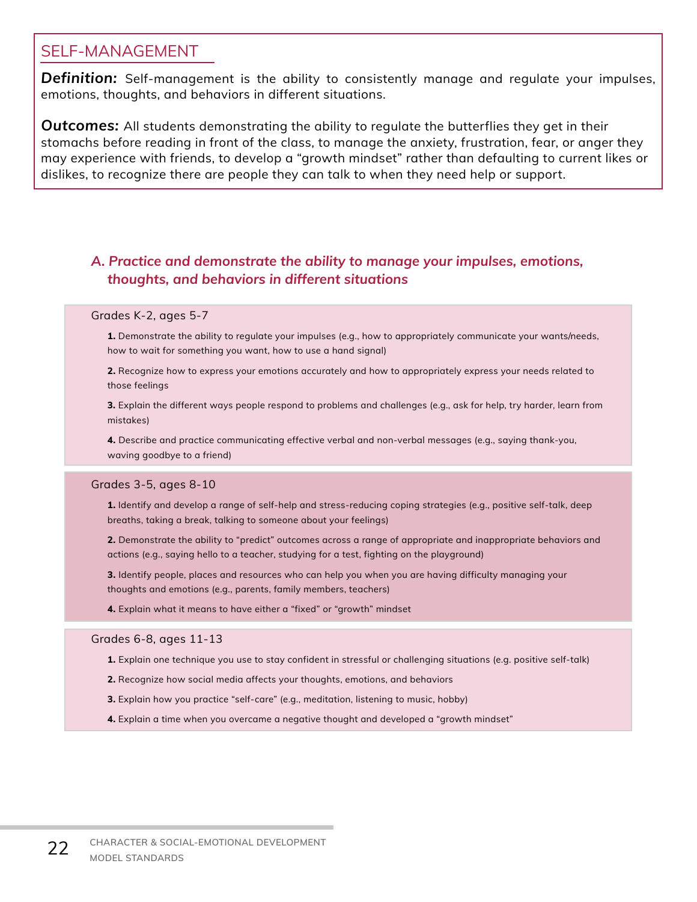## SELF-MANAGEMENT

***Definition:*** Self-management is the ability to consistently manage and regulate your impulses, emotions, thoughts, and behaviors in different situations.

***Outcomes:*** All students demonstrating the ability to regulate the butterflies they get in their stomachs before reading in front of the class, to manage the anxiety, frustration, fear, or anger they may experience with friends, to develop a "growth mindset" rather than defaulting to current likes or dislikes, to recognize there are people they can talk to when they need help or support.

### *A. Practice and demonstrate the ability to manage your impulses, emotions, thoughts, and behaviors in different situations*

#### Grades K-2, ages 5-7

**1.** Demonstrate the ability to regulate your impulses (e.g., how to appropriately communicate your wants/needs, how to wait for something you want, how to use a hand signal)

**2.** Recognize how to express your emotions accurately and how to appropriately express your needs related to those feelings

**3.** Explain the different ways people respond to problems and challenges (e.g., ask for help, try harder, learn from mistakes)

**4.** Describe and practice communicating effective verbal and non-verbal messages (e.g., saying thank-you, waving goodbye to a friend)

#### Grades 3-5, ages 8-10

**1.** Identify and develop a range of self-help and stress-reducing coping strategies (e.g., positive self-talk, deep breaths, taking a break, talking to someone about your feelings)

**2.** Demonstrate the ability to "predict" outcomes across a range of appropriate and inappropriate behaviors and actions (e.g., saying hello to a teacher, studying for a test, fighting on the playground)

**3.** Identify people, places and resources who can help you when you are having difficulty managing your thoughts and emotions (e.g., parents, family members, teachers)

**4.** Explain what it means to have either a "fixed" or "growth" mindset

#### Grades 6-8, ages 11-13

**1.** Explain one technique you use to stay confident in stressful or challenging situations (e.g. positive self-talk)

**2.** Recognize how social media affects your thoughts, emotions, and behaviors

**3.** Explain how you practice "self-care" (e.g., meditation, listening to music, hobby)

**4.** Explain a time when you overcame a negative thought and developed a "growth mindset"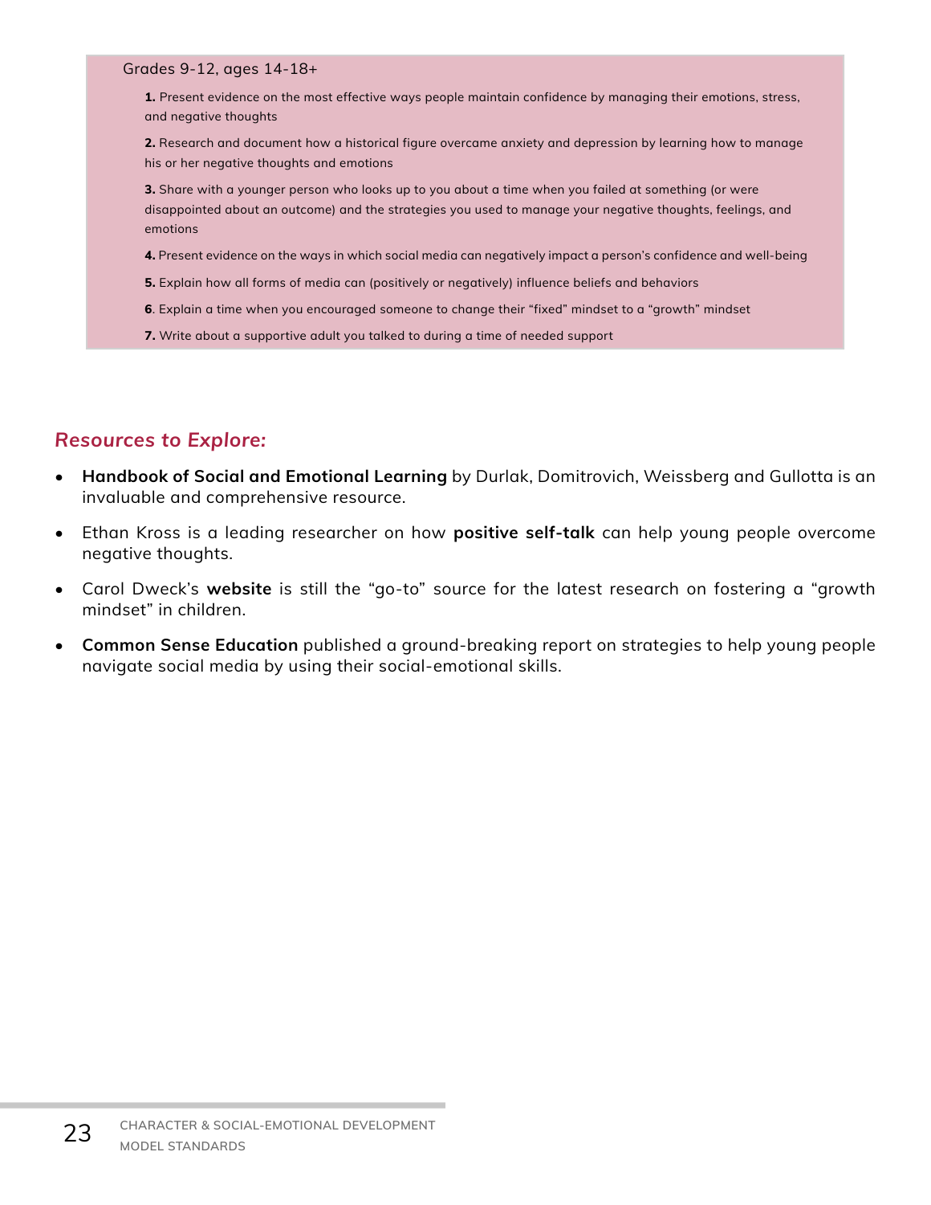Grades 9-12, ages 14-18+

**1.** Present evidence on the most effective ways people maintain confidence by managing their emotions, stress, and negative thoughts

**2.** Research and document how a historical figure overcame anxiety and depression by learning how to manage his or her negative thoughts and emotions

**3.** Share with a younger person who looks up to you about a time when you failed at something (or were disappointed about an outcome) and the strategies you used to manage your negative thoughts, feelings, and emotions

**4.** Present evidence on the ways in which social media can negatively impact a person's confidence and well-being

**5.** Explain how all forms of media can (positively or negatively) influence beliefs and behaviors

**6**. Explain a time when you encouraged someone to change their "fixed" mindset to a "growth" mindset

**7.** Write about a supportive adult you talked to during a time of needed support

## *Resources to Explore:*

- **Handbook of Social and Emotional Learning** by Durlak, Domitrovich, Weissberg and Gullotta is an invaluable and comprehensive resource.
- Ethan Kross is a leading researcher on how **positive self-talk** can help young people overcome negative thoughts.
- Carol Dweck's **website** is still the "go-to" source for the latest research on fostering a "growth mindset" in children.
- **Common Sense Education** published a ground-breaking report on strategies to help young people navigate social media by using their social-emotional skills.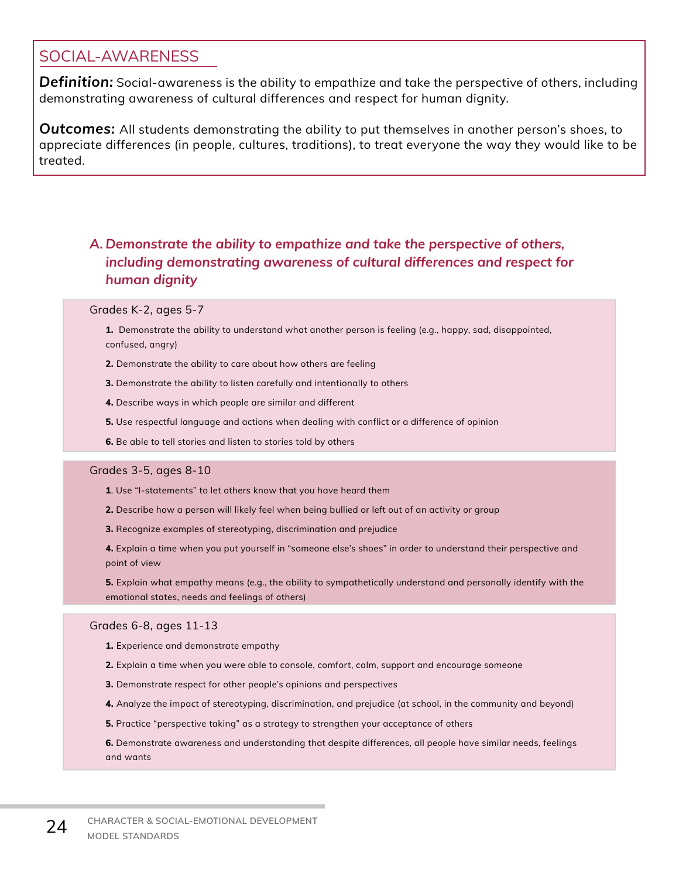## SOCIAL-AWARENESS

**Definition:** Social-awareness is the ability to empathize and take the perspective of others, including demonstrating awareness of cultural differences and respect for human dignity.

**Outcomes:** All students demonstrating the ability to put themselves in another person's shoes, to appreciate differences (in people, cultures, traditions), to treat everyone the way they would like to be treated.

### *A. Demonstrate the ability to empathize and take the perspective of others, including demonstrating awareness of cultural differences and respect for human dignity*

#### Grades K-2, ages 5-7

**1.** Demonstrate the ability to understand what another person is feeling (e.g., happy, sad, disappointed, confused, angry)

**2.** Demonstrate the ability to care about how others are feeling

**3.** Demonstrate the ability to listen carefully and intentionally to others

**4.** Describe ways in which people are similar and different

**5.** Use respectful language and actions when dealing with conflict or a difference of opinion

**6.** Be able to tell stories and listen to stories told by others

#### Grades 3-5, ages 8-10

**1**. Use "I-statements" to let others know that you have heard them

**2.** Describe how a person will likely feel when being bullied or left out of an activity or group

**3.** Recognize examples of stereotyping, discrimination and prejudice

**4.** Explain a time when you put yourself in "someone else's shoes" in order to understand their perspective and point of view

**5.** Explain what empathy means (e.g., the ability to sympathetically understand and personally identify with the emotional states, needs and feelings of others)

#### Grades 6-8, ages 11-13

**1.** Experience and demonstrate empathy

**2.** Explain a time when you were able to console, comfort, calm, support and encourage someone

**3.** Demonstrate respect for other people's opinions and perspectives

**4.** Analyze the impact of stereotyping, discrimination, and prejudice (at school, in the community and beyond)

**5.** Practice "perspective taking" as a strategy to strengthen your acceptance of others

**6.** Demonstrate awareness and understanding that despite differences, all people have similar needs, feelings and wants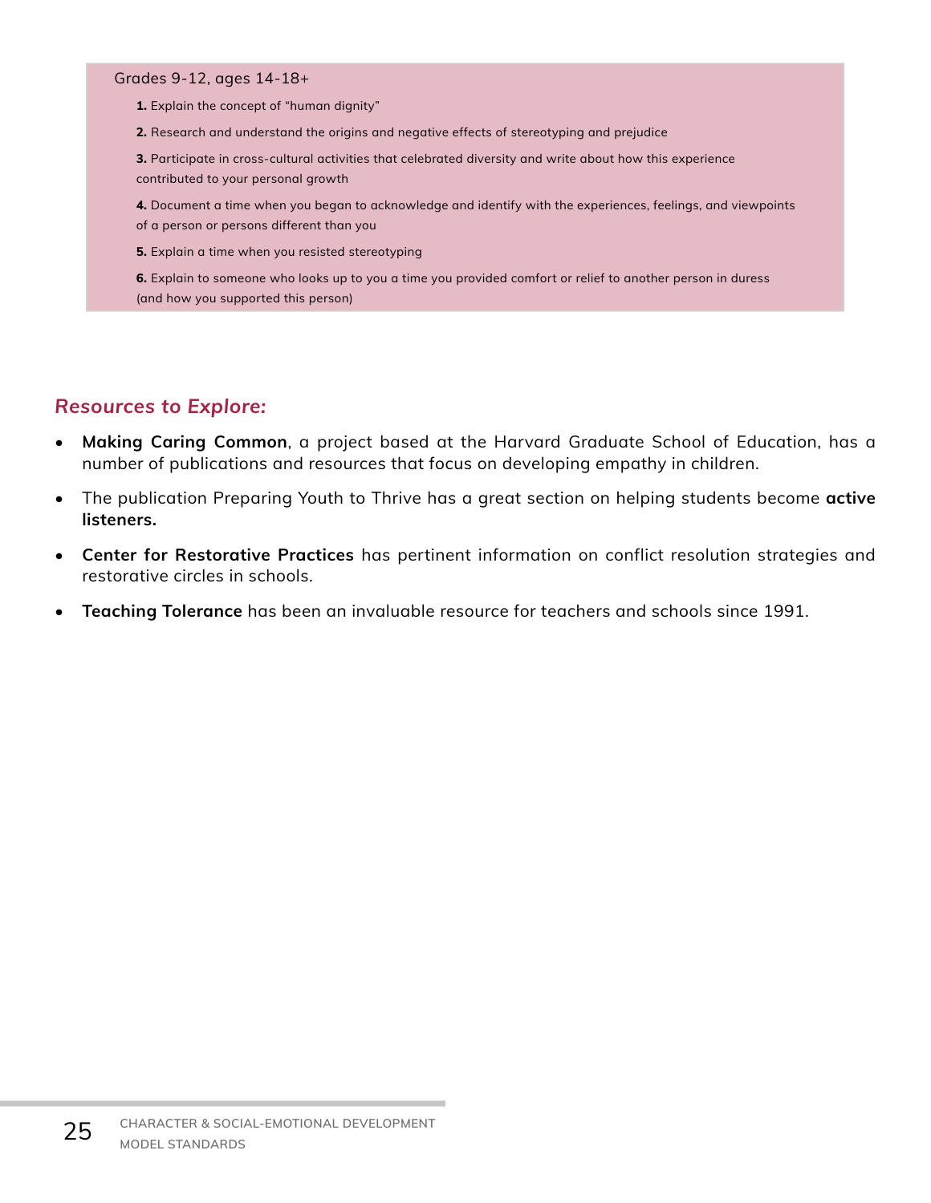Grades 9-12, ages 14-18+

1. Explain the concept of "human dignity"
2. Research and understand the origins and negative effects of stereotyping and prejudice
3. Participate in cross-cultural activities that celebrated diversity and write about how this experience contributed to your personal growth
4. Document a time when you began to acknowledge and identify with the experiences, feelings, and viewpoints of a person or persons different than you
5. Explain a time when you resisted stereotyping
6. Explain to someone who looks up to you a time you provided comfort or relief to another person in duress (and how you supported this person)

## *Resources to Explore:*

- **Making Caring Common**, a project based at the Harvard Graduate School of Education, has a number of publications and resources that focus on developing empathy in children.
- The publication Preparing Youth to Thrive has a great section on helping students become **active listeners.**
- **Center for Restorative Practices** has pertinent information on conflict resolution strategies and restorative circles in schools.
- **Teaching Tolerance** has been an invaluable resource for teachers and schools since 1991.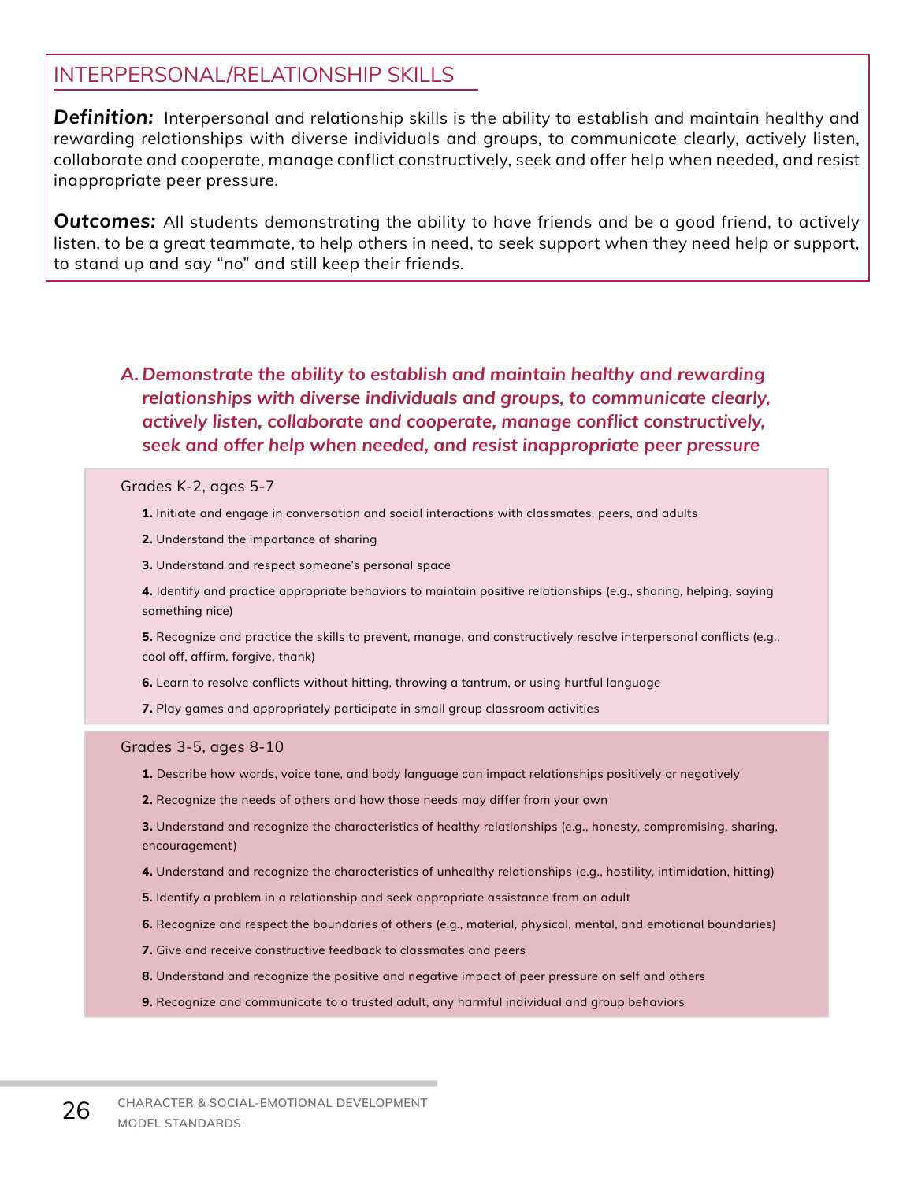## INTERPERSONAL/RELATIONSHIP SKILLS

***Definition:*** Interpersonal and relationship skills is the ability to establish and maintain healthy and rewarding relationships with diverse individuals and groups, to communicate clearly, actively listen, collaborate and cooperate, manage conflict constructively, seek and offer help when needed, and resist inappropriate peer pressure.

***Outcomes:*** All students demonstrating the ability to have friends and be a good friend, to actively listen, to be a great teammate, to help others in need, to seek support when they need help or support, to stand up and say "no" and still keep their friends.

### *A. Demonstrate the ability to establish and maintain healthy and rewarding relationships with diverse individuals and groups, to communicate clearly, actively listen, collaborate and cooperate, manage conflict constructively, seek and offer help when needed, and resist inappropriate peer pressure*

#### Grades K-2, ages 5-7

1. Initiate and engage in conversation and social interactions with classmates, peers, and adults
2. Understand the importance of sharing
3. Understand and respect someone's personal space
4. Identify and practice appropriate behaviors to maintain positive relationships (e.g., sharing, helping, saying something nice)
5. Recognize and practice the skills to prevent, manage, and constructively resolve interpersonal conflicts (e.g., cool off, affirm, forgive, thank)
6. Learn to resolve conflicts without hitting, throwing a tantrum, or using hurtful language
7. Play games and appropriately participate in small group classroom activities

#### Grades 3-5, ages 8-10

1. Describe how words, voice tone, and body language can impact relationships positively or negatively
2. Recognize the needs of others and how those needs may differ from your own
3. Understand and recognize the characteristics of healthy relationships (e.g., honesty, compromising, sharing, encouragement)
4. Understand and recognize the characteristics of unhealthy relationships (e.g., hostility, intimidation, hitting)
5. Identify a problem in a relationship and seek appropriate assistance from an adult
6. Recognize and respect the boundaries of others (e.g., material, physical, mental, and emotional boundaries)
7. Give and receive constructive feedback to classmates and peers
8. Understand and recognize the positive and negative impact of peer pressure on self and others
9. Recognize and communicate to a trusted adult, any harmful individual and group behaviors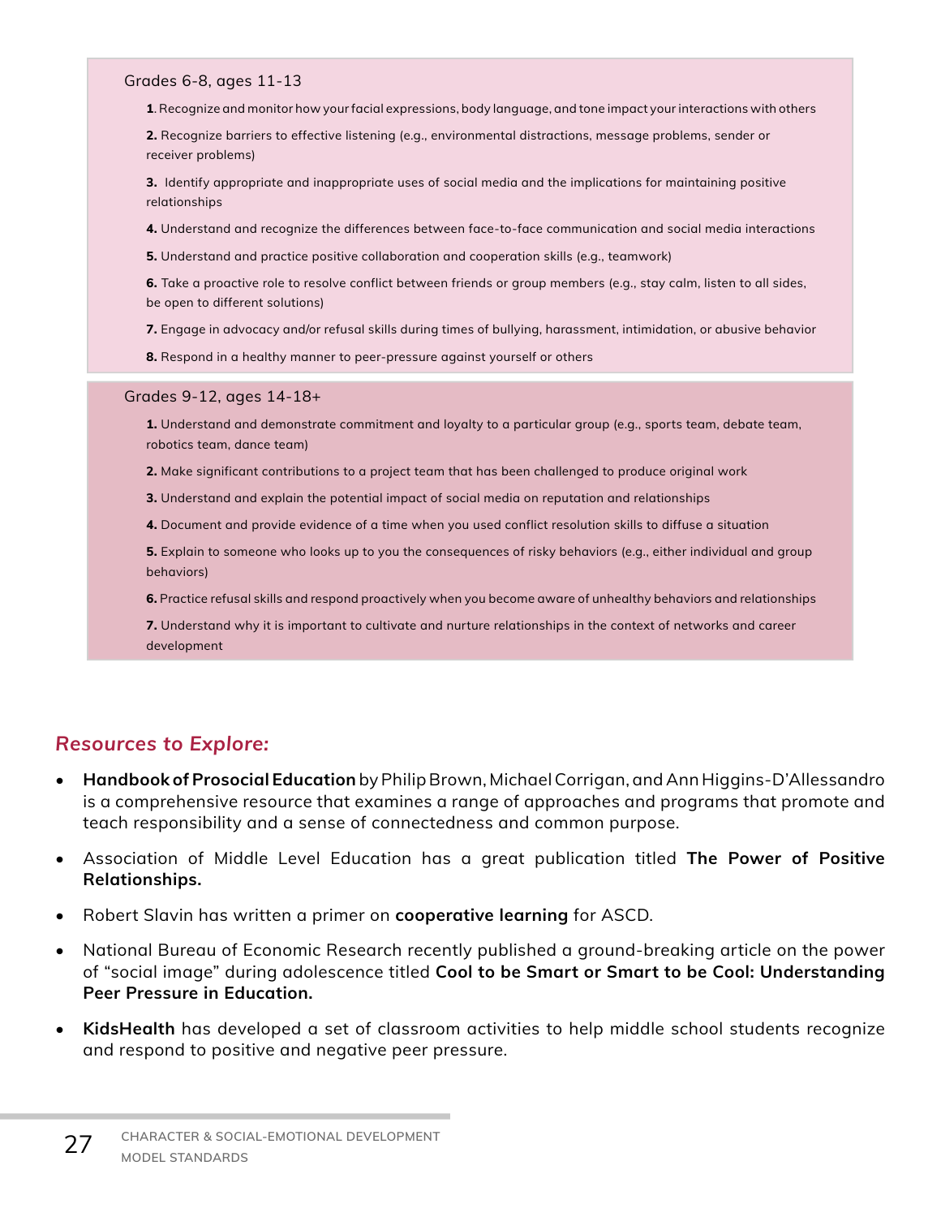Grades 6-8, ages 11-13

**1**. Recognize and monitor how your facial expressions, body language, and tone impact your interactions with others

**2.** Recognize barriers to effective listening (e.g., environmental distractions, message problems, sender or receiver problems)

**3.** Identify appropriate and inappropriate uses of social media and the implications for maintaining positive relationships

**4.** Understand and recognize the differences between face-to-face communication and social media interactions

**5.** Understand and practice positive collaboration and cooperation skills (e.g., teamwork)

**6.** Take a proactive role to resolve conflict between friends or group members (e.g., stay calm, listen to all sides, be open to different solutions)

**7.** Engage in advocacy and/or refusal skills during times of bullying, harassment, intimidation, or abusive behavior

**8.** Respond in a healthy manner to peer-pressure against yourself or others

Grades 9-12, ages 14-18+

**1.** Understand and demonstrate commitment and loyalty to a particular group (e.g., sports team, debate team, robotics team, dance team)

**2.** Make significant contributions to a project team that has been challenged to produce original work

**3.** Understand and explain the potential impact of social media on reputation and relationships

**4.** Document and provide evidence of a time when you used conflict resolution skills to diffuse a situation

**5.** Explain to someone who looks up to you the consequences of risky behaviors (e.g., either individual and group behaviors)

**6.** Practice refusal skills and respond proactively when you become aware of unhealthy behaviors and relationships

**7.** Understand why it is important to cultivate and nurture relationships in the context of networks and career development

## *Resources to Explore:*

- **Handbook of Prosocial Education** by Philip Brown, Michael Corrigan, and Ann Higgins-D'Allessandro is a comprehensive resource that examines a range of approaches and programs that promote and teach responsibility and a sense of connectedness and common purpose.
- Association of Middle Level Education has a great publication titled **The Power of Positive Relationships.**
- Robert Slavin has written a primer on **cooperative learning** for ASCD.
- National Bureau of Economic Research recently published a ground-breaking article on the power of "social image" during adolescence titled **Cool to be Smart or Smart to be Cool: Understanding Peer Pressure in Education.**
- **KidsHealth** has developed a set of classroom activities to help middle school students recognize and respond to positive and negative peer pressure.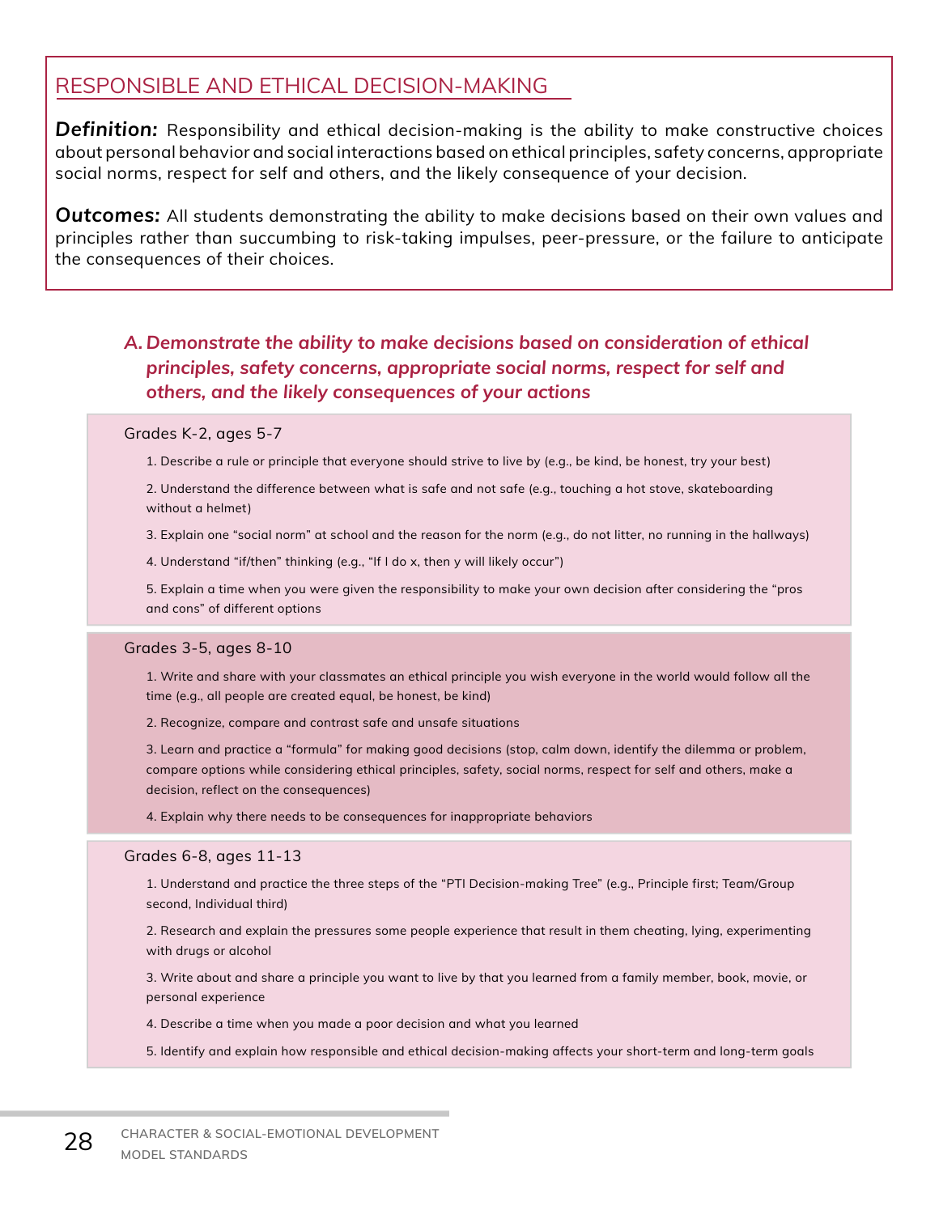## RESPONSIBLE AND ETHICAL DECISION-MAKING

***Definition:*** Responsibility and ethical decision-making is the ability to make constructive choices about personal behavior and social interactions based on ethical principles, safety concerns, appropriate social norms, respect for self and others, and the likely consequence of your decision.

***Outcomes:*** All students demonstrating the ability to make decisions based on their own values and principles rather than succumbing to risk-taking impulses, peer-pressure, or the failure to anticipate the consequences of their choices.

### *A. Demonstrate the ability to make decisions based on consideration of ethical principles, safety concerns, appropriate social norms, respect for self and others, and the likely consequences of your actions*

#### Grades K-2, ages 5-7

1. Describe a rule or principle that everyone should strive to live by (e.g., be kind, be honest, try your best)
2. Understand the difference between what is safe and not safe (e.g., touching a hot stove, skateboarding without a helmet)
3. Explain one "social norm" at school and the reason for the norm (e.g., do not litter, no running in the hallways)
4. Understand "if/then" thinking (e.g., "If I do x, then y will likely occur")
5. Explain a time when you were given the responsibility to make your own decision after considering the "pros and cons" of different options

#### Grades 3-5, ages 8-10

1. Write and share with your classmates an ethical principle you wish everyone in the world would follow all the time (e.g., all people are created equal, be honest, be kind)
2. Recognize, compare and contrast safe and unsafe situations
3. Learn and practice a "formula" for making good decisions (stop, calm down, identify the dilemma or problem, compare options while considering ethical principles, safety, social norms, respect for self and others, make a decision, reflect on the consequences)
4. Explain why there needs to be consequences for inappropriate behaviors

#### Grades 6-8, ages 11-13

1. Understand and practice the three steps of the "PTI Decision-making Tree" (e.g., Principle first; Team/Group second, Individual third)
2. Research and explain the pressures some people experience that result in them cheating, lying, experimenting with drugs or alcohol
3. Write about and share a principle you want to live by that you learned from a family member, book, movie, or personal experience
4. Describe a time when you made a poor decision and what you learned
5. Identify and explain how responsible and ethical decision-making affects your short-term and long-term goals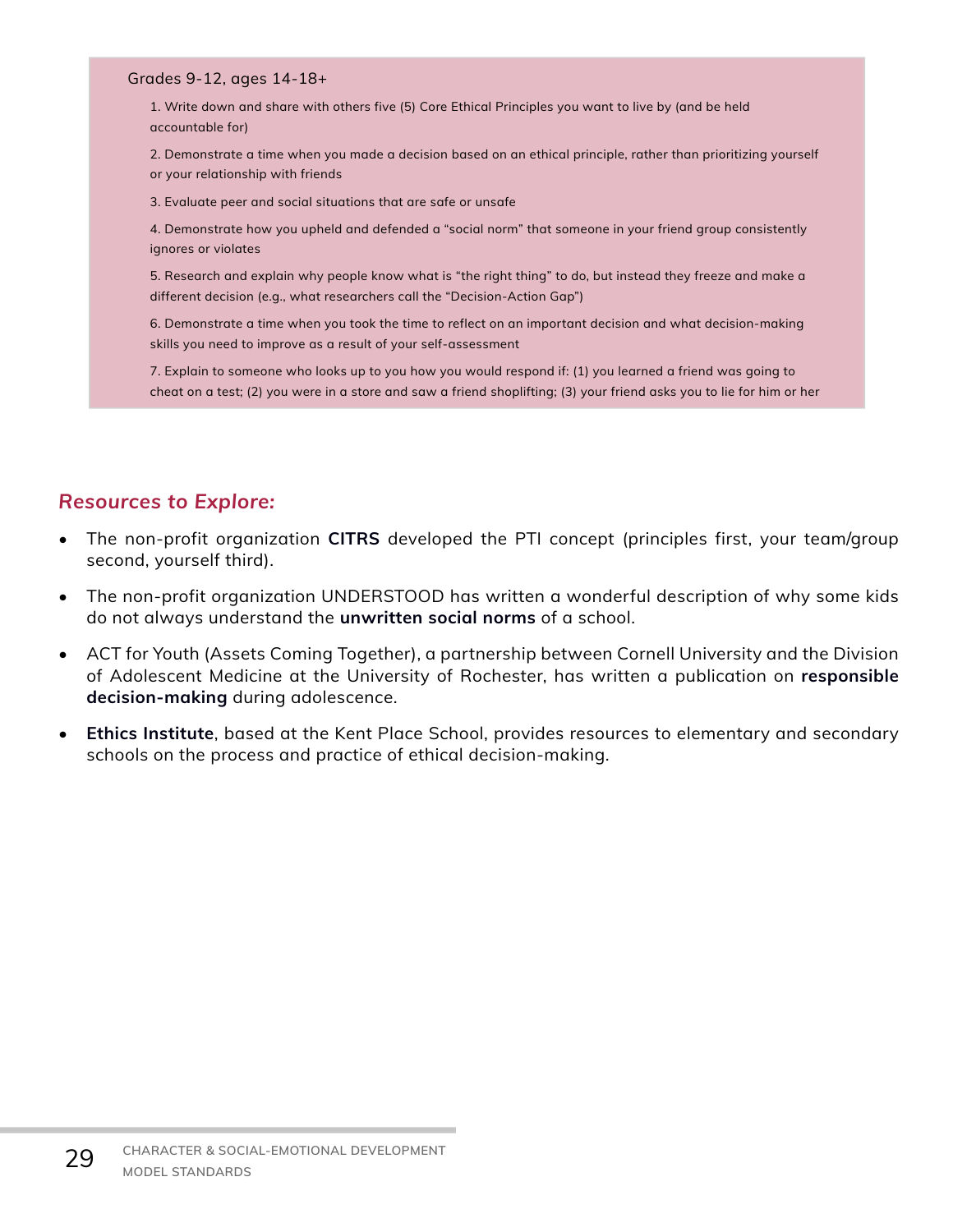Grades 9-12, ages 14-18+

1. Write down and share with others five (5) Core Ethical Principles you want to live by (and be held accountable for)

2. Demonstrate a time when you made a decision based on an ethical principle, rather than prioritizing yourself or your relationship with friends

3. Evaluate peer and social situations that are safe or unsafe

4. Demonstrate how you upheld and defended a "social norm" that someone in your friend group consistently ignores or violates

5. Research and explain why people know what is "the right thing" to do, but instead they freeze and make a different decision (e.g., what researchers call the "Decision-Action Gap")

6. Demonstrate a time when you took the time to reflect on an important decision and what decision-making skills you need to improve as a result of your self-assessment

7. Explain to someone who looks up to you how you would respond if: (1) you learned a friend was going to cheat on a test; (2) you were in a store and saw a friend shoplifting; (3) your friend asks you to lie for him or her

## *Resources to Explore:*

- The non-profit organization **CITRS** developed the PTI concept (principles first, your team/group second, yourself third).
- The non-profit organization UNDERSTOOD has written a wonderful description of why some kids do not always understand the **unwritten social norms** of a school.
- ACT for Youth (Assets Coming Together), a partnership between Cornell University and the Division of Adolescent Medicine at the University of Rochester, has written a publication on **responsible decision-making** during adolescence.
- **Ethics Institute**, based at the Kent Place School, provides resources to elementary and secondary schools on the process and practice of ethical decision-making.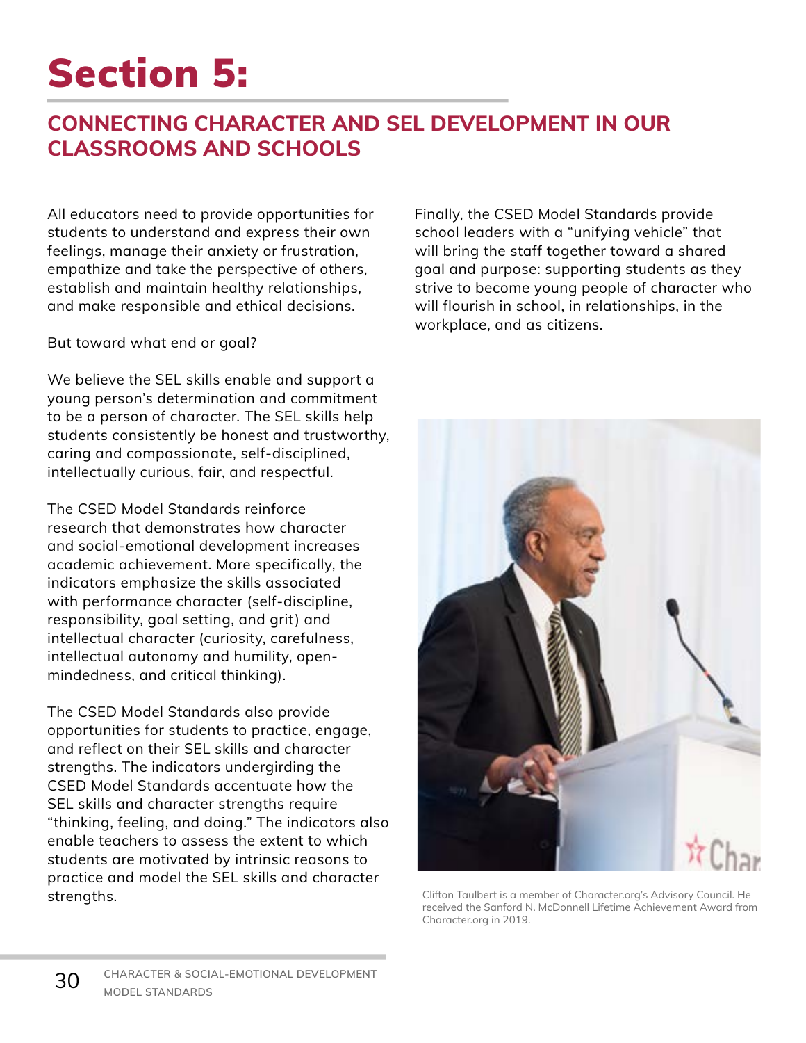# Section 5:

## CONNECTING CHARACTER AND SEL DEVELOPMENT IN OUR CLASSROOMS AND SCHOOLS

All educators need to provide opportunities for students to understand and express their own feelings, manage their anxiety or frustration, empathize and take the perspective of others, establish and maintain healthy relationships, and make responsible and ethical decisions.

But toward what end or goal?

We believe the SEL skills enable and support a young person's determination and commitment to be a person of character. The SEL skills help students consistently be honest and trustworthy, caring and compassionate, self-disciplined, intellectually curious, fair, and respectful.

The CSED Model Standards reinforce research that demonstrates how character and social-emotional development increases academic achievement. More specifically, the indicators emphasize the skills associated with performance character (self-discipline, responsibility, goal setting, and grit) and intellectual character (curiosity, carefulness, intellectual autonomy and humility, open-mindedness, and critical thinking).

The CSED Model Standards also provide opportunities for students to practice, engage, and reflect on their SEL skills and character strengths. The indicators undergirding the CSED Model Standards accentuate how the SEL skills and character strengths require "thinking, feeling, and doing." The indicators also enable teachers to assess the extent to which students are motivated by intrinsic reasons to practice and model the SEL skills and character strengths.

Finally, the CSED Model Standards provide school leaders with a "unifying vehicle" that will bring the staff together toward a shared goal and purpose: supporting students as they strive to become young people of character who will flourish in school, in relationships, in the workplace, and as citizens.

Clifton Taulbert is a member of Character.org's Advisory Council. He received the Sanford N. McDonnell Lifetime Achievement Award from Character.org in 2019.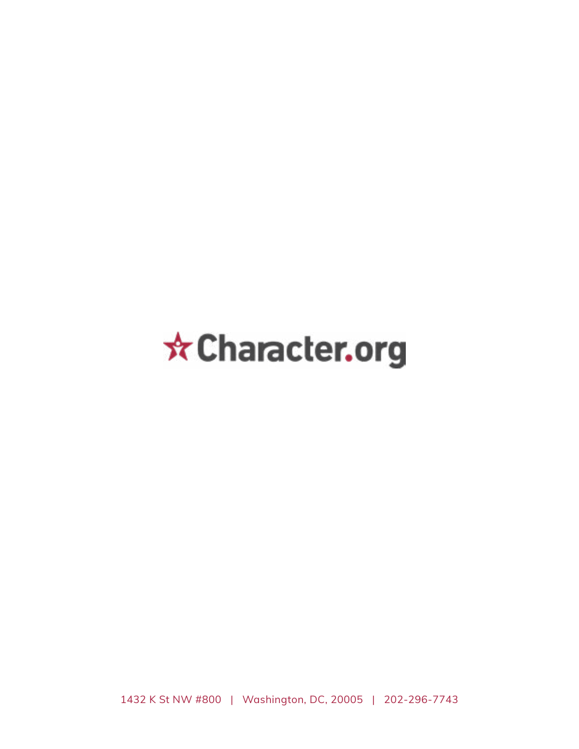Character.org

1432 K St NW #800 | Washington, DC, 20005 | 202-296-7743